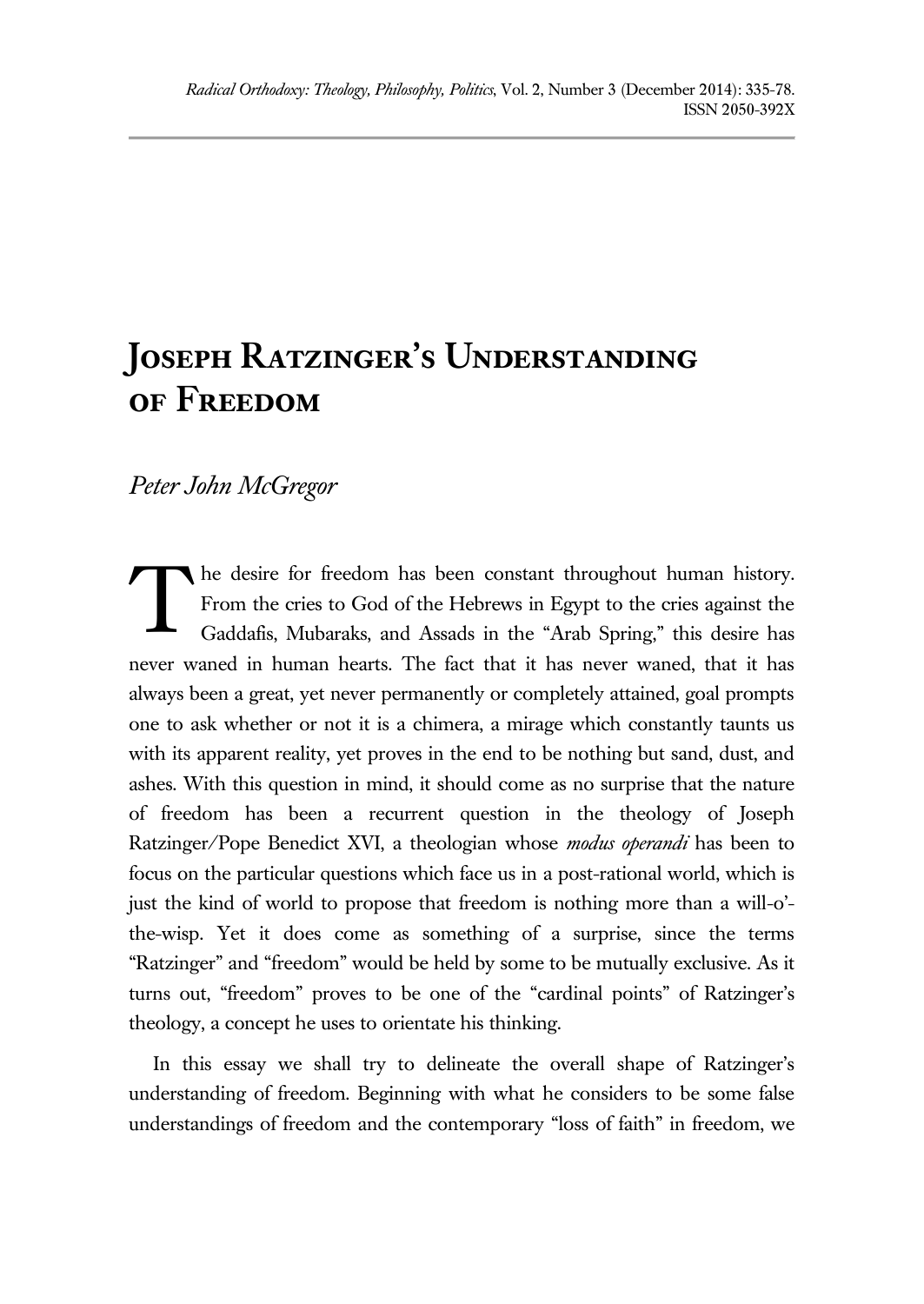# Joseph Ratzinger's Understanding of Freedom

*Peter John McGregor*

The desire for freedom has been constant throughout human history. From the cries to God of the Hebrews in Egypt to the cries against the Gaddafis, Mubaraks, and Assads in the "Arab Spring," this desire has never waned in human hearts. The fact that it has never waned, that it has always been a great, yet never permanently or completely attained, goal prompts one to ask whether or not it is a chimera, a mirage which constantly taunts us with its apparent reality, yet proves in the end to be nothing but sand, dust, and ashes. With this question in mind, it should come as no surprise that the nature of freedom has been a recurrent question in the theology of Joseph Ratzinger/Pope Benedict XVI, a theologian whose *modus operandi* has been to focus on the particular questions which face us in a post-rational world, which is just the kind of world to propose that freedom is nothing more than a will-o'-the-wisp. Yet it does come as something of a surprise, since the terms "Ratzinger" and "freedom" would be held by some to be mutually exclusive. As it turns out, "freedom" proves to be one of the "cardinal points" of Ratzinger's theology, a concept he uses to orientate his thinking.

In this essay we shall try to delineate the overall shape of Ratzinger's understanding of freedom. Beginning with what he considers to be some false understandings of freedom and the contemporary "loss of faith" in freedom, we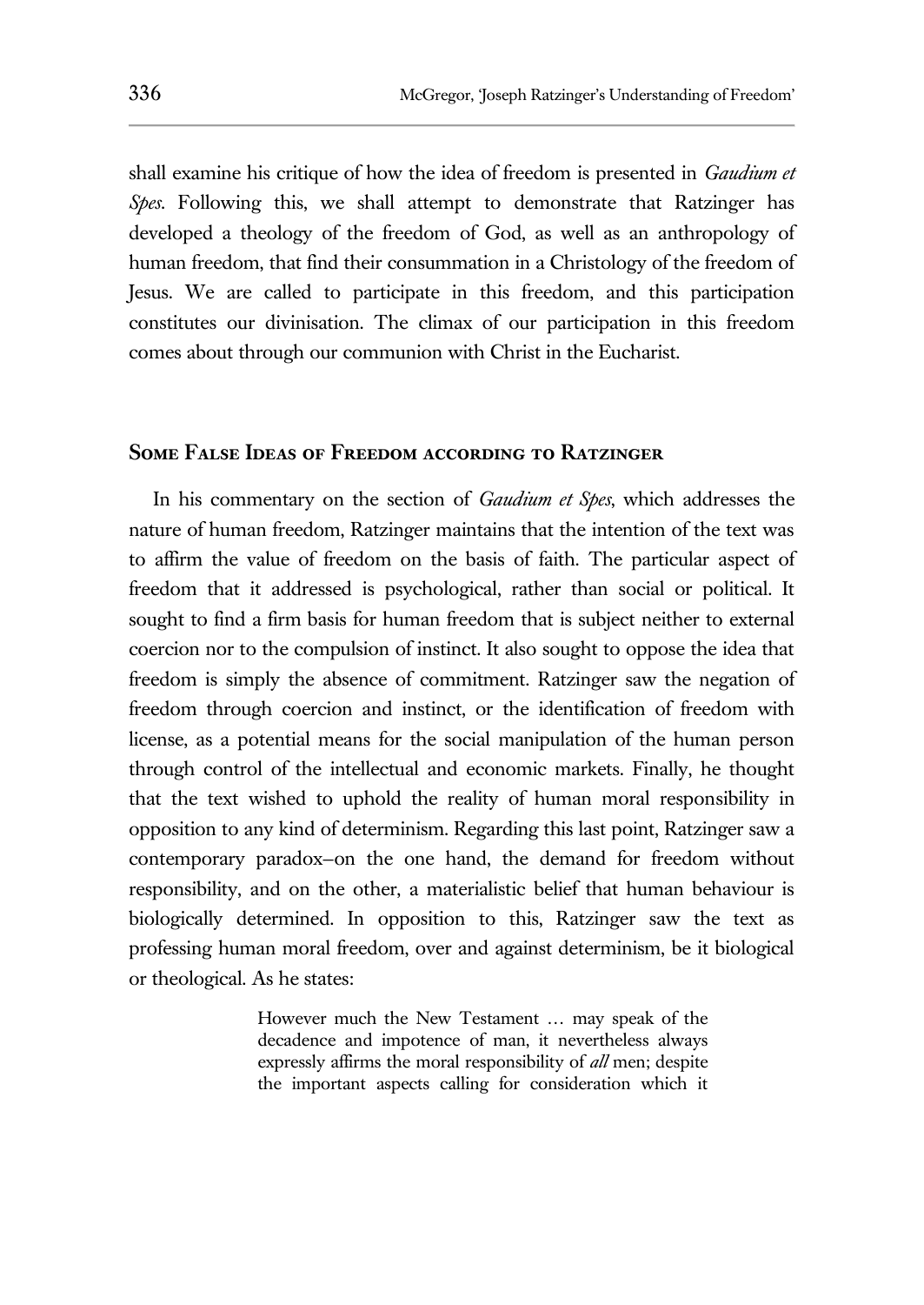shall examine his critique of how the idea of freedom is presented in *Gaudium et Spes*. Following this, we shall attempt to demonstrate that Ratzinger has developed a theology of the freedom of God, as well as an anthropology of human freedom, that find their consummation in a Christology of the freedom of Jesus. We are called to participate in this freedom, and this participation constitutes our divinisation. The climax of our participation in this freedom comes about through our communion with Christ in the Eucharist.

## Some False Ideas of Freedom according to Ratzinger

In his commentary on the section of *Gaudium et Spes*, which addresses the nature of human freedom, Ratzinger maintains that the intention of the text was to affirm the value of freedom on the basis of faith. The particular aspect of freedom that it addressed is psychological, rather than social or political. It sought to find a firm basis for human freedom that is subject neither to external coercion nor to the compulsion of instinct. It also sought to oppose the idea that freedom is simply the absence of commitment. Ratzinger saw the negation of freedom through coercion and instinct, or the identification of freedom with license, as a potential means for the social manipulation of the human person through control of the intellectual and economic markets. Finally, he thought that the text wished to uphold the reality of human moral responsibility in opposition to any kind of determinism. Regarding this last point, Ratzinger saw a contemporary paradox–on the one hand, the demand for freedom without responsibility, and on the other, a materialistic belief that human behaviour is biologically determined. In opposition to this, Ratzinger saw the text as professing human moral freedom, over and against determinism, be it biological or theological. As he states:

> However much the New Testament … may speak of the decadence and impotence of man, it nevertheless always expressly affirms the moral responsibility of *all* men; despite the important aspects calling for consideration which it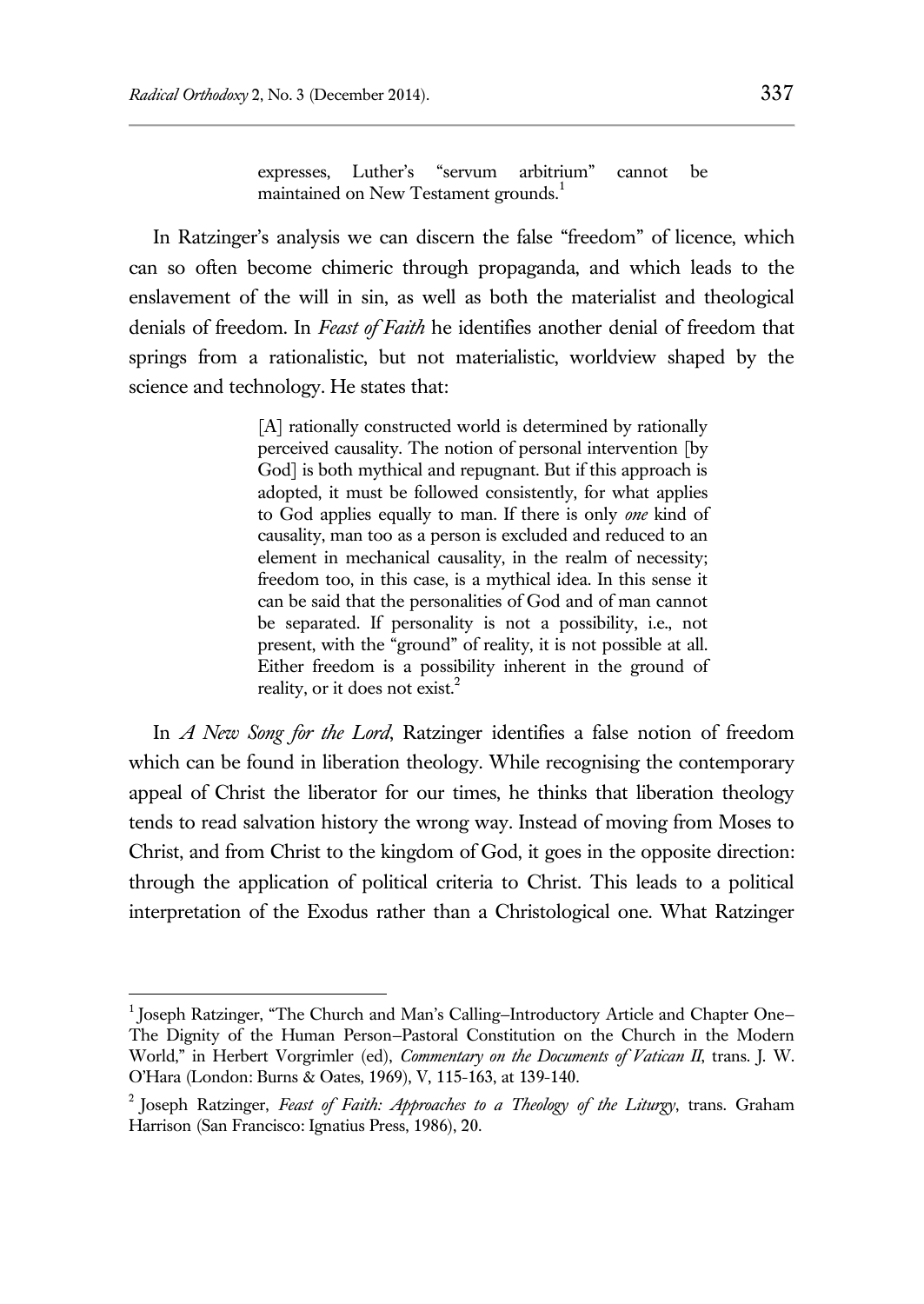> expresses, Luther's "servum arbitrium" cannot be maintained on New Testament grounds.[1]

In Ratzinger's analysis we can discern the false "freedom" of licence, which can so often become chimeric through propaganda, and which leads to the enslavement of the will in sin, as well as both the materialist and theological denials of freedom. In *Feast of Faith* he identifies another denial of freedom that springs from a rationalistic, but not materialistic, worldview shaped by the science and technology. He states that:

> [A] rationally constructed world is determined by rationally perceived causality. The notion of personal intervention [by God] is both mythical and repugnant. But if this approach is adopted, it must be followed consistently, for what applies to God applies equally to man. If there is only *one* kind of causality, man too as a person is excluded and reduced to an element in mechanical causality, in the realm of necessity; freedom too, in this case, is a mythical idea. In this sense it can be said that the personalities of God and of man cannot be separated. If personality is not a possibility, i.e., not present, with the "ground" of reality, it is not possible at all. Either freedom is a possibility inherent in the ground of reality, or it does not exist.[2]

In *A New Song for the Lord*, Ratzinger identifies a false notion of freedom which can be found in liberation theology. While recognising the contemporary appeal of Christ the liberator for our times, he thinks that liberation theology tends to read salvation history the wrong way. Instead of moving from Moses to Christ, and from Christ to the kingdom of God, it goes in the opposite direction: through the application of political criteria to Christ. This leads to a political interpretation of the Exodus rather than a Christological one. What Ratzinger

---

[1] Joseph Ratzinger, "The Church and Man's Calling–Introductory Article and Chapter One–The Dignity of the Human Person–Pastoral Constitution on the Church in the Modern World," in Herbert Vorgrimler (ed), *Commentary on the Documents of Vatican II*, trans. J. W. O'Hara (London: Burns & Oates, 1969), V, 115-163, at 139-140.

[2] Joseph Ratzinger, *Feast of Faith: Approaches to a Theology of the Liturgy*, trans. Graham Harrison (San Francisco: Ignatius Press, 1986), 20.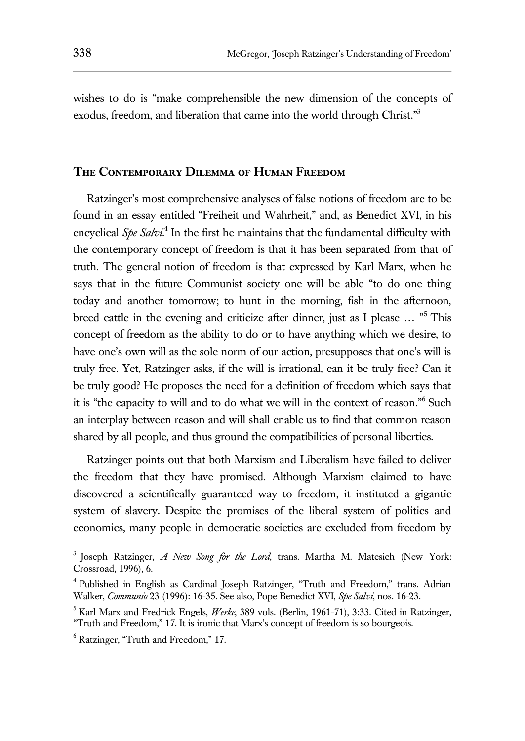wishes to do is "make comprehensible the new dimension of the concepts of exodus, freedom, and liberation that came into the world through Christ."[3]

## The Contemporary Dilemma of Human Freedom

Ratzinger's most comprehensive analyses of false notions of freedom are to be found in an essay entitled "Freiheit und Wahrheit," and, as Benedict XVI, in his encyclical *Spe Salvi*.[4] In the first he maintains that the fundamental difficulty with the contemporary concept of freedom is that it has been separated from that of truth. The general notion of freedom is that expressed by Karl Marx, when he says that in the future Communist society one will be able "to do one thing today and another tomorrow; to hunt in the morning, fish in the afternoon, breed cattle in the evening and criticize after dinner, just as I please … "[5] This concept of freedom as the ability to do or to have anything which we desire, to have one's own will as the sole norm of our action, presupposes that one's will is truly free. Yet, Ratzinger asks, if the will is irrational, can it be truly free? Can it be truly good? He proposes the need for a definition of freedom which says that it is "the capacity to will and to do what we will in the context of reason."[6] Such an interplay between reason and will shall enable us to find that common reason shared by all people, and thus ground the compatibilities of personal liberties.

Ratzinger points out that both Marxism and Liberalism have failed to deliver the freedom that they have promised. Although Marxism claimed to have discovered a scientifically guaranteed way to freedom, it instituted a gigantic system of slavery. Despite the promises of the liberal system of politics and economics, many people in democratic societies are excluded from freedom by

---

[3] Joseph Ratzinger, *A New Song for the Lord*, trans. Martha M. Matesich (New York: Crossroad, 1996), 6.

[4] Published in English as Cardinal Joseph Ratzinger, "Truth and Freedom," trans. Adrian Walker, *Communio* 23 (1996): 16-35. See also, Pope Benedict XVI, *Spe Salvi*, nos. 16-23.

[5] Karl Marx and Fredrick Engels, *Werke*, 389 vols. (Berlin, 1961-71), 3:33. Cited in Ratzinger, "Truth and Freedom," 17. It is ironic that Marx's concept of freedom is so bourgeois.

[6] Ratzinger, "Truth and Freedom," 17.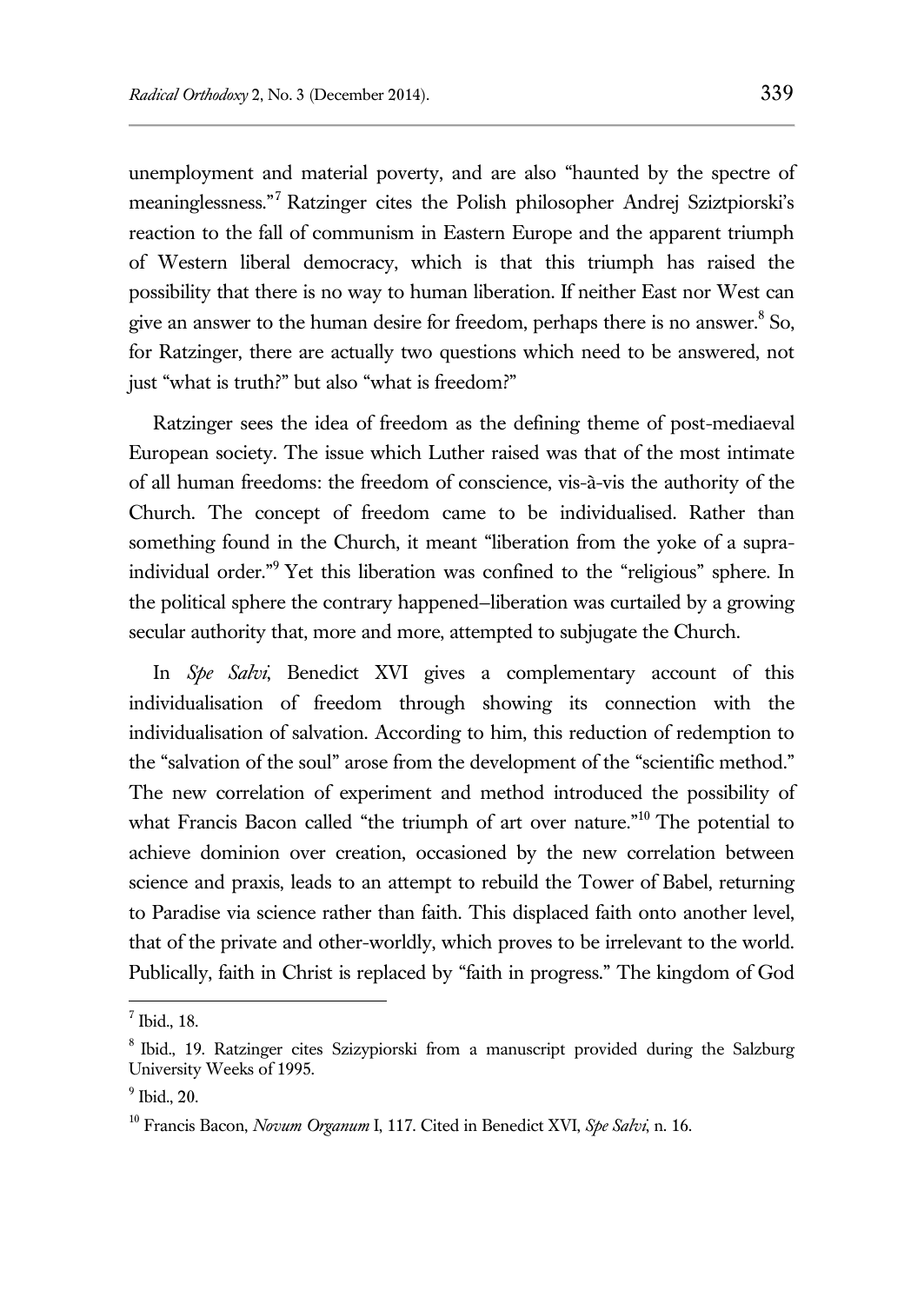unemployment and material poverty, and are also "haunted by the spectre of meaninglessness."[7] Ratzinger cites the Polish philosopher Andrej Sziztpiorski's reaction to the fall of communism in Eastern Europe and the apparent triumph of Western liberal democracy, which is that this triumph has raised the possibility that there is no way to human liberation. If neither East nor West can give an answer to the human desire for freedom, perhaps there is no answer.[8] So, for Ratzinger, there are actually two questions which need to be answered, not just "what is truth?" but also "what is freedom?"

Ratzinger sees the idea of freedom as the defining theme of post-mediaeval European society. The issue which Luther raised was that of the most intimate of all human freedoms: the freedom of conscience, vis-à-vis the authority of the Church. The concept of freedom came to be individualised. Rather than something found in the Church, it meant "liberation from the yoke of a supra-individual order."[9] Yet this liberation was confined to the "religious" sphere. In the political sphere the contrary happened–liberation was curtailed by a growing secular authority that, more and more, attempted to subjugate the Church.

In *Spe Salvi*, Benedict XVI gives a complementary account of this individualisation of freedom through showing its connection with the individualisation of salvation. According to him, this reduction of redemption to the "salvation of the soul" arose from the development of the "scientific method." The new correlation of experiment and method introduced the possibility of what Francis Bacon called "the triumph of art over nature."[10] The potential to achieve dominion over creation, occasioned by the new correlation between science and praxis, leads to an attempt to rebuild the Tower of Babel, returning to Paradise via science rather than faith. This displaced faith onto another level, that of the private and other-worldly, which proves to be irrelevant to the world. Publically, faith in Christ is replaced by "faith in progress." The kingdom of God

---

[7] Ibid., 18.

[8] Ibid., 19. Ratzinger cites Szizypiorski from a manuscript provided during the Salzburg University Weeks of 1995.

[9] Ibid., 20.

[10] Francis Bacon, *Novum Organum* I, 117. Cited in Benedict XVI, *Spe Salvi*, n. 16.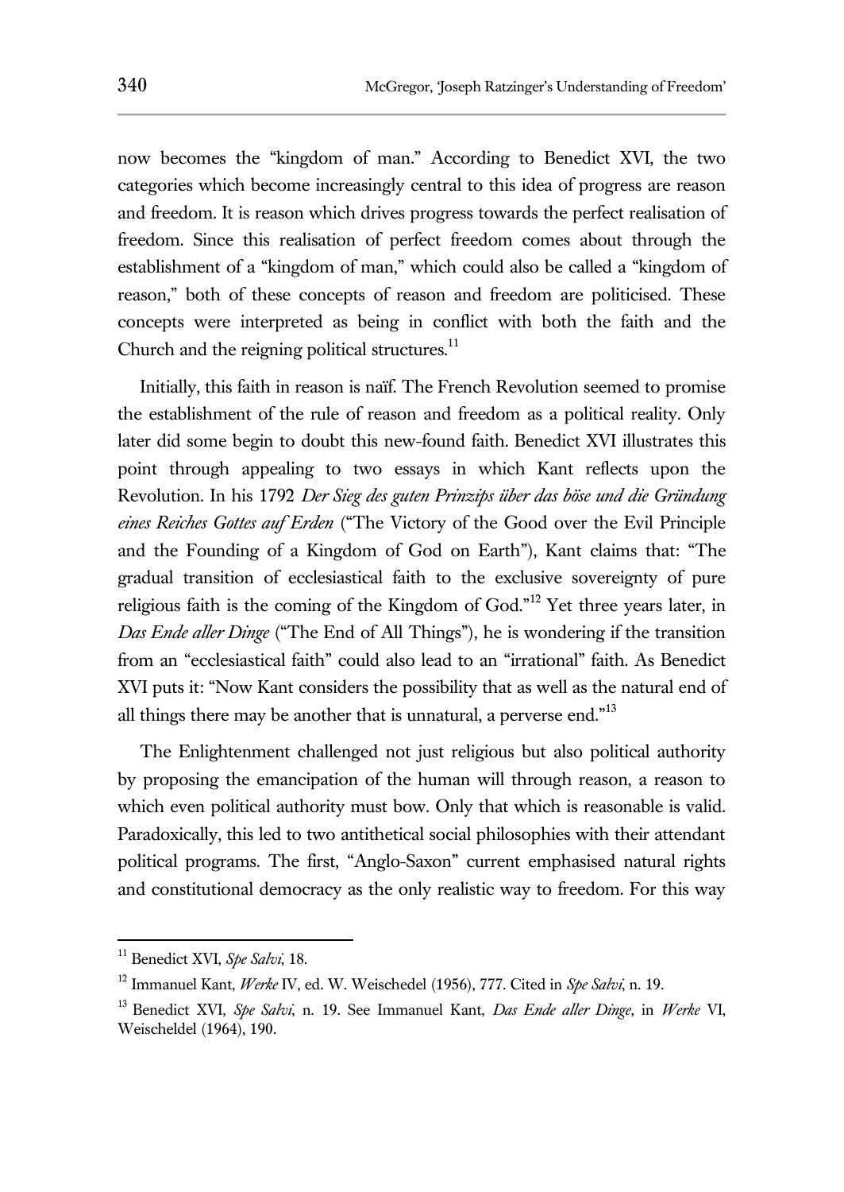now becomes the "kingdom of man." According to Benedict XVI, the two categories which become increasingly central to this idea of progress are reason and freedom. It is reason which drives progress towards the perfect realisation of freedom. Since this realisation of perfect freedom comes about through the establishment of a "kingdom of man," which could also be called a "kingdom of reason," both of these concepts of reason and freedom are politicised. These concepts were interpreted as being in conflict with both the faith and the Church and the reigning political structures.[11]

Initially, this faith in reason is naïf. The French Revolution seemed to promise the establishment of the rule of reason and freedom as a political reality. Only later did some begin to doubt this new-found faith. Benedict XVI illustrates this point through appealing to two essays in which Kant reflects upon the Revolution. In his 1792 *Der Sieg des guten Prinzips über das böse und die Gründung eines Reiches Gottes auf Erden* ("The Victory of the Good over the Evil Principle and the Founding of a Kingdom of God on Earth"), Kant claims that: "The gradual transition of ecclesiastical faith to the exclusive sovereignty of pure religious faith is the coming of the Kingdom of God."[12] Yet three years later, in *Das Ende aller Dinge* ("The End of All Things"), he is wondering if the transition from an "ecclesiastical faith" could also lead to an "irrational" faith. As Benedict XVI puts it: "Now Kant considers the possibility that as well as the natural end of all things there may be another that is unnatural, a perverse end."[13]

The Enlightenment challenged not just religious but also political authority by proposing the emancipation of the human will through reason, a reason to which even political authority must bow. Only that which is reasonable is valid. Paradoxically, this led to two antithetical social philosophies with their attendant political programs. The first, "Anglo-Saxon" current emphasised natural rights and constitutional democracy as the only realistic way to freedom. For this way

---

[11] Benedict XVI, *Spe Salvi*, 18.

[12] Immanuel Kant, *Werke* IV, ed. W. Weischedel (1956), 777. Cited in *Spe Salvi*, n. 19.

[13] Benedict XVI, *Spe Salvi*, n. 19. See Immanuel Kant, *Das Ende aller Dinge*, in *Werke* VI, Weischeldel (1964), 190.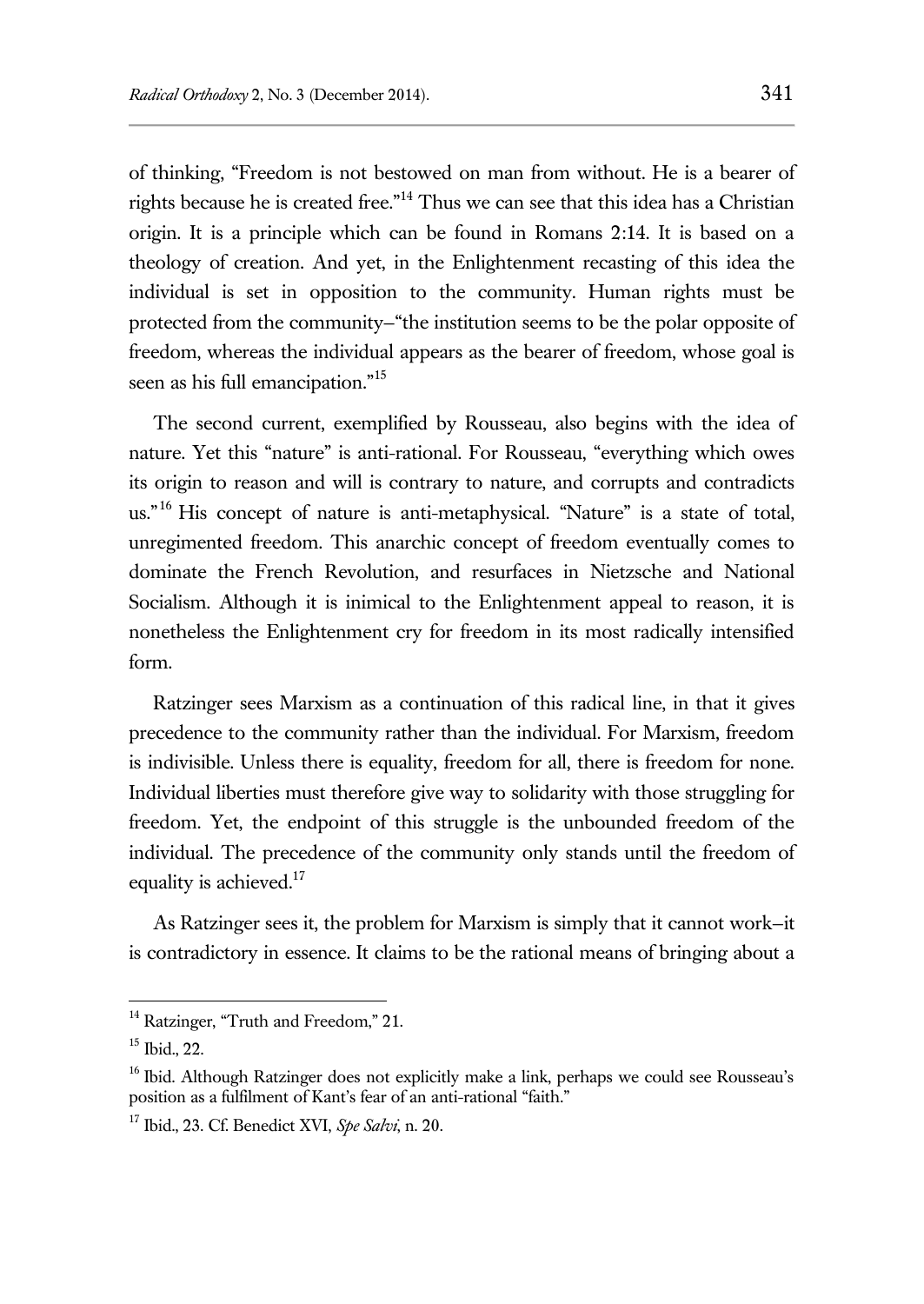of thinking, "Freedom is not bestowed on man from without. He is a bearer of rights because he is created free."[14] Thus we can see that this idea has a Christian origin. It is a principle which can be found in Romans 2:14. It is based on a theology of creation. And yet, in the Enlightenment recasting of this idea the individual is set in opposition to the community. Human rights must be protected from the community–"the institution seems to be the polar opposite of freedom, whereas the individual appears as the bearer of freedom, whose goal is seen as his full emancipation."[15]

The second current, exemplified by Rousseau, also begins with the idea of nature. Yet this "nature" is anti-rational. For Rousseau, "everything which owes its origin to reason and will is contrary to nature, and corrupts and contradicts us."[16] His concept of nature is anti-metaphysical. "Nature" is a state of total, unregimented freedom. This anarchic concept of freedom eventually comes to dominate the French Revolution, and resurfaces in Nietzsche and National Socialism. Although it is inimical to the Enlightenment appeal to reason, it is nonetheless the Enlightenment cry for freedom in its most radically intensified form.

Ratzinger sees Marxism as a continuation of this radical line, in that it gives precedence to the community rather than the individual. For Marxism, freedom is indivisible. Unless there is equality, freedom for all, there is freedom for none. Individual liberties must therefore give way to solidarity with those struggling for freedom. Yet, the endpoint of this struggle is the unbounded freedom of the individual. The precedence of the community only stands until the freedom of equality is achieved.[17]

As Ratzinger sees it, the problem for Marxism is simply that it cannot work–it is contradictory in essence. It claims to be the rational means of bringing about a

---

[14] Ratzinger, "Truth and Freedom," 21.

[15] Ibid., 22.

[16] Ibid. Although Ratzinger does not explicitly make a link, perhaps we could see Rousseau's position as a fulfilment of Kant's fear of an anti-rational "faith."

[17] Ibid., 23. Cf. Benedict XVI, *Spe Salvi*, n. 20.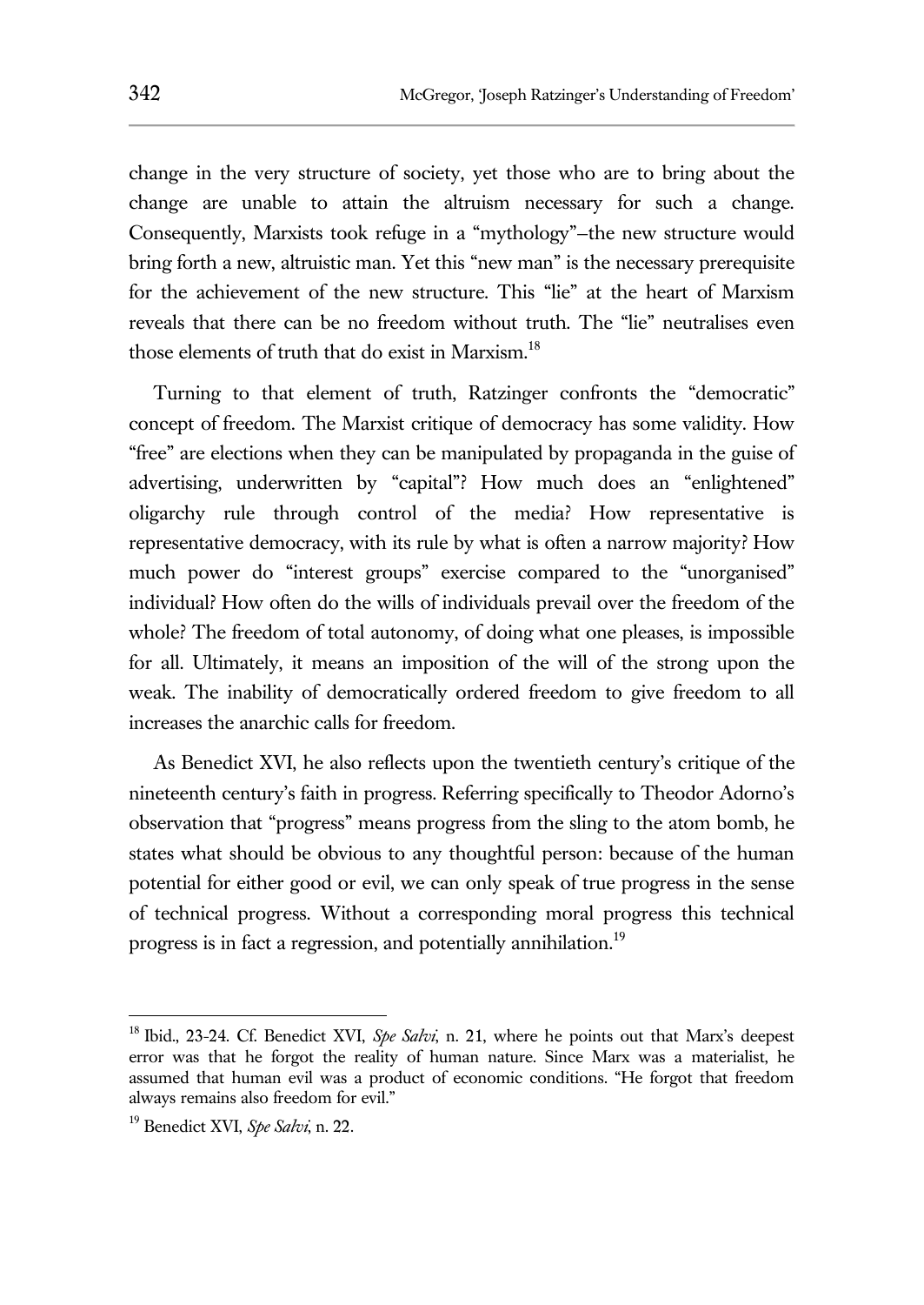change in the very structure of society, yet those who are to bring about the change are unable to attain the altruism necessary for such a change. Consequently, Marxists took refuge in a "mythology"–the new structure would bring forth a new, altruistic man. Yet this "new man" is the necessary prerequisite for the achievement of the new structure. This "lie" at the heart of Marxism reveals that there can be no freedom without truth. The "lie" neutralises even those elements of truth that do exist in Marxism.[18]

Turning to that element of truth, Ratzinger confronts the "democratic" concept of freedom. The Marxist critique of democracy has some validity. How "free" are elections when they can be manipulated by propaganda in the guise of advertising, underwritten by "capital"? How much does an "enlightened" oligarchy rule through control of the media? How representative is representative democracy, with its rule by what is often a narrow majority? How much power do "interest groups" exercise compared to the "unorganised" individual? How often do the wills of individuals prevail over the freedom of the whole? The freedom of total autonomy, of doing what one pleases, is impossible for all. Ultimately, it means an imposition of the will of the strong upon the weak. The inability of democratically ordered freedom to give freedom to all increases the anarchic calls for freedom.

As Benedict XVI, he also reflects upon the twentieth century's critique of the nineteenth century's faith in progress. Referring specifically to Theodor Adorno's observation that "progress" means progress from the sling to the atom bomb, he states what should be obvious to any thoughtful person: because of the human potential for either good or evil, we can only speak of true progress in the sense of technical progress. Without a corresponding moral progress this technical progress is in fact a regression, and potentially annihilation.[19]

---

[18] Ibid., 23-24. Cf. Benedict XVI, *Spe Salvi*, n. 21, where he points out that Marx's deepest error was that he forgot the reality of human nature. Since Marx was a materialist, he assumed that human evil was a product of economic conditions. "He forgot that freedom always remains also freedom for evil."

[19] Benedict XVI, *Spe Salvi*, n. 22.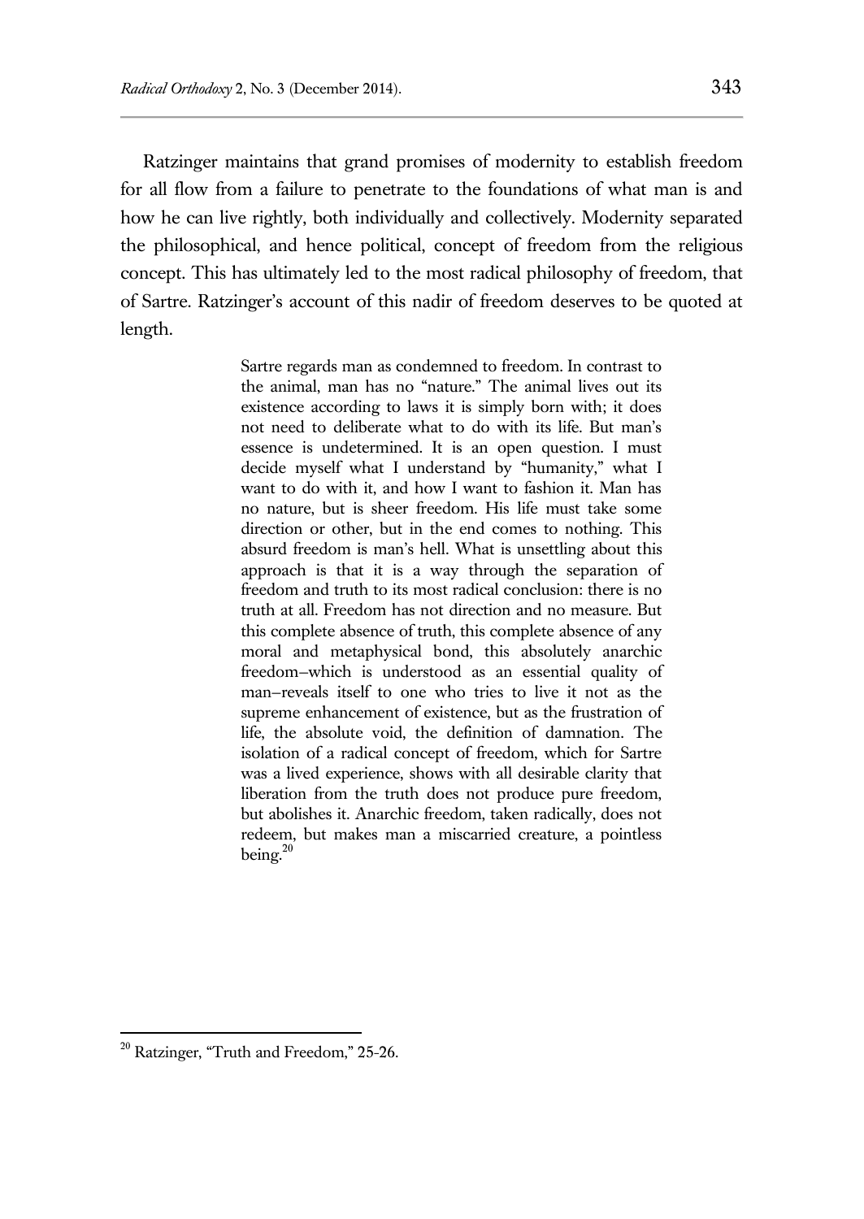Ratzinger maintains that grand promises of modernity to establish freedom for all flow from a failure to penetrate to the foundations of what man is and how he can live rightly, both individually and collectively. Modernity separated the philosophical, and hence political, concept of freedom from the religious concept. This has ultimately led to the most radical philosophy of freedom, that of Sartre. Ratzinger's account of this nadir of freedom deserves to be quoted at length.

> Sartre regards man as condemned to freedom. In contrast to the animal, man has no "nature." The animal lives out its existence according to laws it is simply born with; it does not need to deliberate what to do with its life. But man's essence is undetermined. It is an open question. I must decide myself what I understand by "humanity," what I want to do with it, and how I want to fashion it. Man has no nature, but is sheer freedom. His life must take some direction or other, but in the end comes to nothing. This absurd freedom is man's hell. What is unsettling about this approach is that it is a way through the separation of freedom and truth to its most radical conclusion: there is no truth at all. Freedom has not direction and no measure. But this complete absence of truth, this complete absence of any moral and metaphysical bond, this absolutely anarchic freedom–which is understood as an essential quality of man–reveals itself to one who tries to live it not as the supreme enhancement of existence, but as the frustration of life, the absolute void, the definition of damnation. The isolation of a radical concept of freedom, which for Sartre was a lived experience, shows with all desirable clarity that liberation from the truth does not produce pure freedom, but abolishes it. Anarchic freedom, taken radically, does not redeem, but makes man a miscarried creature, a pointless being.[20]

[20] Ratzinger, "Truth and Freedom," 25-26.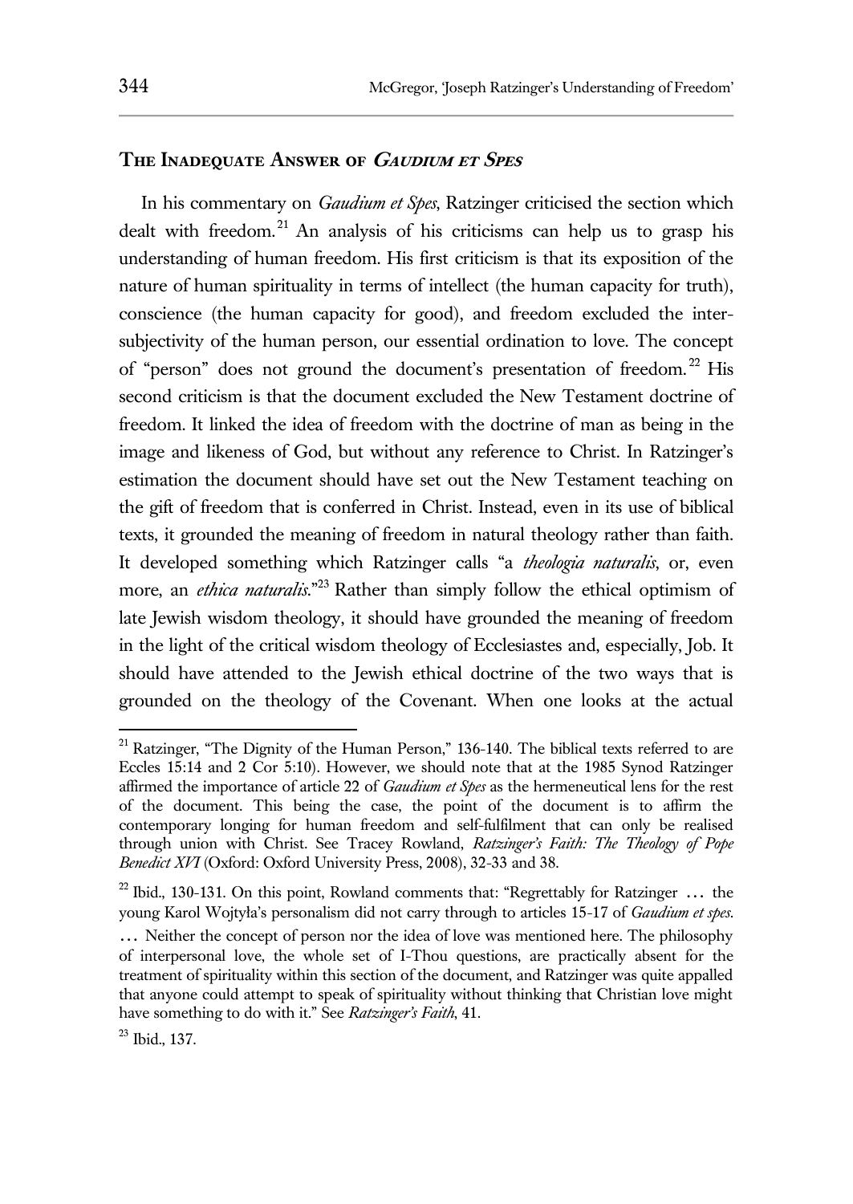## The Inadequate Answer of *Gaudium et Spes*

In his commentary on *Gaudium et Spes*, Ratzinger criticised the section which dealt with freedom.[21] An analysis of his criticisms can help us to grasp his understanding of human freedom. His first criticism is that its exposition of the nature of human spirituality in terms of intellect (the human capacity for truth), conscience (the human capacity for good), and freedom excluded the inter-subjectivity of the human person, our essential ordination to love. The concept of "person" does not ground the document's presentation of freedom.[22] His second criticism is that the document excluded the New Testament doctrine of freedom. It linked the idea of freedom with the doctrine of man as being in the image and likeness of God, but without any reference to Christ. In Ratzinger's estimation the document should have set out the New Testament teaching on the gift of freedom that is conferred in Christ. Instead, even in its use of biblical texts, it grounded the meaning of freedom in natural theology rather than faith. It developed something which Ratzinger calls "a *theologia naturalis*, or, even more, an *ethica naturalis*."[23] Rather than simply follow the ethical optimism of late Jewish wisdom theology, it should have grounded the meaning of freedom in the light of the critical wisdom theology of Ecclesiastes and, especially, Job. It should have attended to the Jewish ethical doctrine of the two ways that is grounded on the theology of the Covenant. When one looks at the actual

---

[21] Ratzinger, "The Dignity of the Human Person," 136-140. The biblical texts referred to are Eccles 15:14 and 2 Cor 5:10). However, we should note that at the 1985 Synod Ratzinger affirmed the importance of article 22 of *Gaudium et Spes* as the hermeneutical lens for the rest of the document. This being the case, the point of the document is to affirm the contemporary longing for human freedom and self-fulfilment that can only be realised through union with Christ. See Tracey Rowland, *Ratzinger's Faith: The Theology of Pope Benedict XVI* (Oxford: Oxford University Press, 2008), 32-33 and 38.

[22] Ibid., 130-131. On this point, Rowland comments that: "Regrettably for Ratzinger … the young Karol Wojtyła's personalism did not carry through to articles 15-17 of *Gaudium et spes*. … Neither the concept of person nor the idea of love was mentioned here. The philosophy of interpersonal love, the whole set of I-Thou questions, are practically absent for the treatment of spirituality within this section of the document, and Ratzinger was quite appalled that anyone could attempt to speak of spirituality without thinking that Christian love might have something to do with it." See *Ratzinger's Faith*, 41.

[23] Ibid., 137.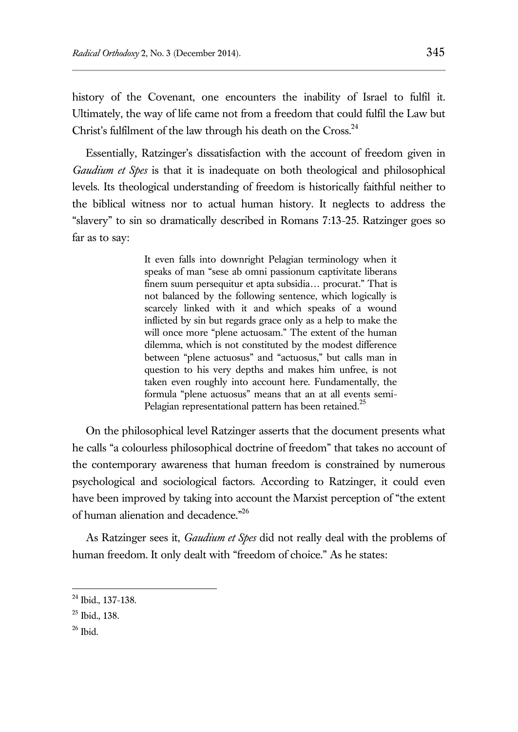history of the Covenant, one encounters the inability of Israel to fulfil it. Ultimately, the way of life came not from a freedom that could fulfil the Law but Christ's fulfilment of the law through his death on the Cross.[24]

Essentially, Ratzinger's dissatisfaction with the account of freedom given in *Gaudium et Spes* is that it is inadequate on both theological and philosophical levels. Its theological understanding of freedom is historically faithful neither to the biblical witness nor to actual human history. It neglects to address the "slavery" to sin so dramatically described in Romans 7:13-25. Ratzinger goes so far as to say:

> It even falls into downright Pelagian terminology when it speaks of man "sese ab omni passionum captivitate liberans finem suum persequitur et apta subsidia… procurat." That is not balanced by the following sentence, which logically is scarcely linked with it and which speaks of a wound inflicted by sin but regards grace only as a help to make the will once more "plene actuosam." The extent of the human dilemma, which is not constituted by the modest difference between "plene actuosus" and "actuosus," but calls man in question to his very depths and makes him unfree, is not taken even roughly into account here. Fundamentally, the formula "plene actuosus" means that an at all events semi-Pelagian representational pattern has been retained.[25]

On the philosophical level Ratzinger asserts that the document presents what he calls "a colourless philosophical doctrine of freedom" that takes no account of the contemporary awareness that human freedom is constrained by numerous psychological and sociological factors. According to Ratzinger, it could even have been improved by taking into account the Marxist perception of "the extent of human alienation and decadence."[26]

As Ratzinger sees it, *Gaudium et Spes* did not really deal with the problems of human freedom. It only dealt with "freedom of choice." As he states:

---

[24] Ibid., 137-138.

[25] Ibid., 138.

[26] Ibid.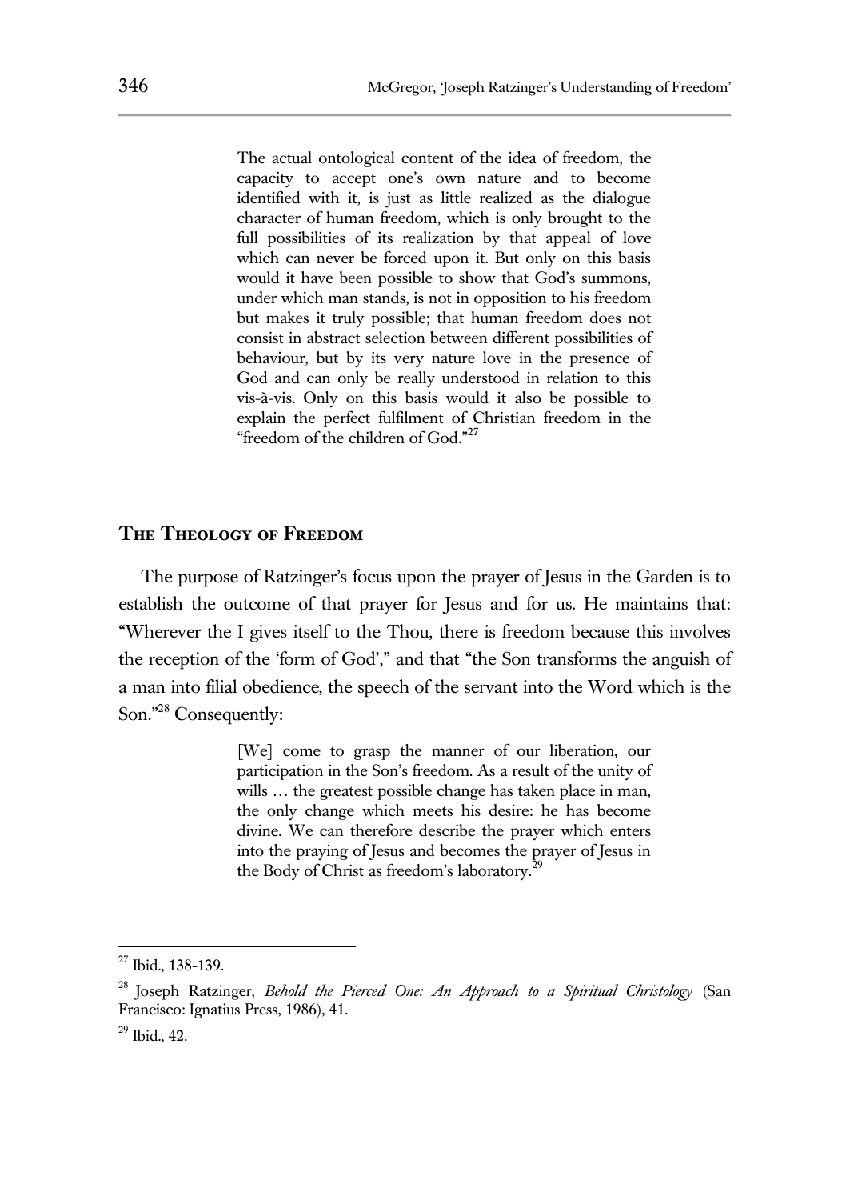> The actual ontological content of the idea of freedom, the capacity to accept one's own nature and to become identified with it, is just as little realized as the dialogue character of human freedom, which is only brought to the full possibilities of its realization by that appeal of love which can never be forced upon it. But only on this basis would it have been possible to show that God's summons, under which man stands, is not in opposition to his freedom but makes it truly possible; that human freedom does not consist in abstract selection between different possibilities of behaviour, but by its very nature love in the presence of God and can only be really understood in relation to this vis-à-vis. Only on this basis would it also be possible to explain the perfect fulfilment of Christian freedom in the "freedom of the children of God."[27]

## The Theology of Freedom

The purpose of Ratzinger's focus upon the prayer of Jesus in the Garden is to establish the outcome of that prayer for Jesus and for us. He maintains that: "Wherever the I gives itself to the Thou, there is freedom because this involves the reception of the 'form of God'," and that "the Son transforms the anguish of a man into filial obedience, the speech of the servant into the Word which is the Son."[28] Consequently:

> [We] come to grasp the manner of our liberation, our participation in the Son's freedom. As a result of the unity of wills … the greatest possible change has taken place in man, the only change which meets his desire: he has become divine. We can therefore describe the prayer which enters into the praying of Jesus and becomes the prayer of Jesus in the Body of Christ as freedom's laboratory.[29]

---

[27] Ibid., 138-139.

[28] Joseph Ratzinger, *Behold the Pierced One: An Approach to a Spiritual Christology* (San Francisco: Ignatius Press, 1986), 41.

[29] Ibid., 42.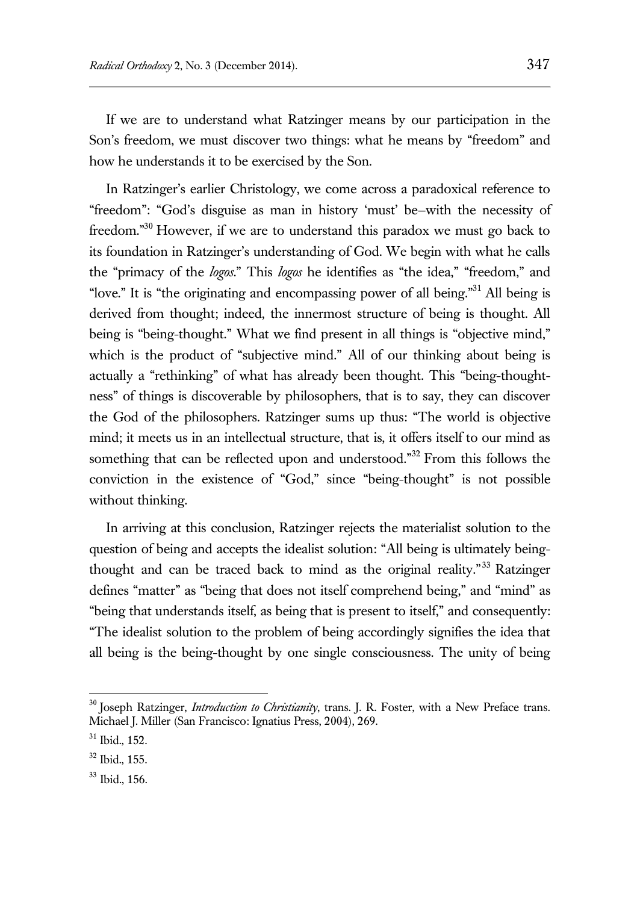If we are to understand what Ratzinger means by our participation in the Son's freedom, we must discover two things: what he means by "freedom" and how he understands it to be exercised by the Son.

In Ratzinger's earlier Christology, we come across a paradoxical reference to "freedom": "God's disguise as man in history 'must' be–with the necessity of freedom."[30] However, if we are to understand this paradox we must go back to its foundation in Ratzinger's understanding of God. We begin with what he calls the "primacy of the *logos*." This *logos* he identifies as "the idea," "freedom," and "love." It is "the originating and encompassing power of all being."[31] All being is derived from thought; indeed, the innermost structure of being is thought. All being is "being-thought." What we find present in all things is "objective mind," which is the product of "subjective mind." All of our thinking about being is actually a "rethinking" of what has already been thought. This "being-thought-ness" of things is discoverable by philosophers, that is to say, they can discover the God of the philosophers. Ratzinger sums up thus: "The world is objective mind; it meets us in an intellectual structure, that is, it offers itself to our mind as something that can be reflected upon and understood."[32] From this follows the conviction in the existence of "God," since "being-thought" is not possible without thinking.

In arriving at this conclusion, Ratzinger rejects the materialist solution to the question of being and accepts the idealist solution: "All being is ultimately being-thought and can be traced back to mind as the original reality."[33] Ratzinger defines "matter" as "being that does not itself comprehend being," and "mind" as "being that understands itself, as being that is present to itself," and consequently: "The idealist solution to the problem of being accordingly signifies the idea that all being is the being-thought by one single consciousness. The unity of being

---

[30] Joseph Ratzinger, *Introduction to Christianity*, trans. J. R. Foster, with a New Preface trans. Michael J. Miller (San Francisco: Ignatius Press, 2004), 269.

[31] Ibid., 152.

[32] Ibid., 155.

[33] Ibid., 156.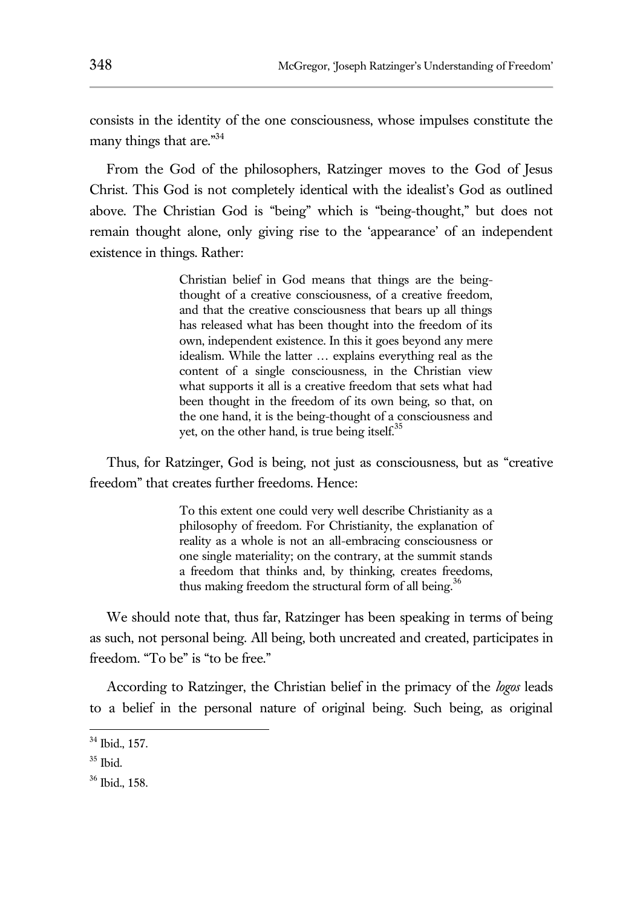consists in the identity of the one consciousness, whose impulses constitute the many things that are."[34]

From the God of the philosophers, Ratzinger moves to the God of Jesus Christ. This God is not completely identical with the idealist's God as outlined above. The Christian God is "being" which is "being-thought," but does not remain thought alone, only giving rise to the 'appearance' of an independent existence in things. Rather:

> Christian belief in God means that things are the being-thought of a creative consciousness, of a creative freedom, and that the creative consciousness that bears up all things has released what has been thought into the freedom of its own, independent existence. In this it goes beyond any mere idealism. While the latter … explains everything real as the content of a single consciousness, in the Christian view what supports it all is a creative freedom that sets what had been thought in the freedom of its own being, so that, on the one hand, it is the being-thought of a consciousness and yet, on the other hand, is true being itself.[35]

Thus, for Ratzinger, God is being, not just as consciousness, but as "creative freedom" that creates further freedoms. Hence:

> To this extent one could very well describe Christianity as a philosophy of freedom. For Christianity, the explanation of reality as a whole is not an all-embracing consciousness or one single materiality; on the contrary, at the summit stands a freedom that thinks and, by thinking, creates freedoms, thus making freedom the structural form of all being.[36]

We should note that, thus far, Ratzinger has been speaking in terms of being as such, not personal being. All being, both uncreated and created, participates in freedom. "To be" is "to be free."

According to Ratzinger, the Christian belief in the primacy of the *logos* leads to a belief in the personal nature of original being. Such being, as original

---

[34] Ibid., 157.

[35] Ibid.

[36] Ibid., 158.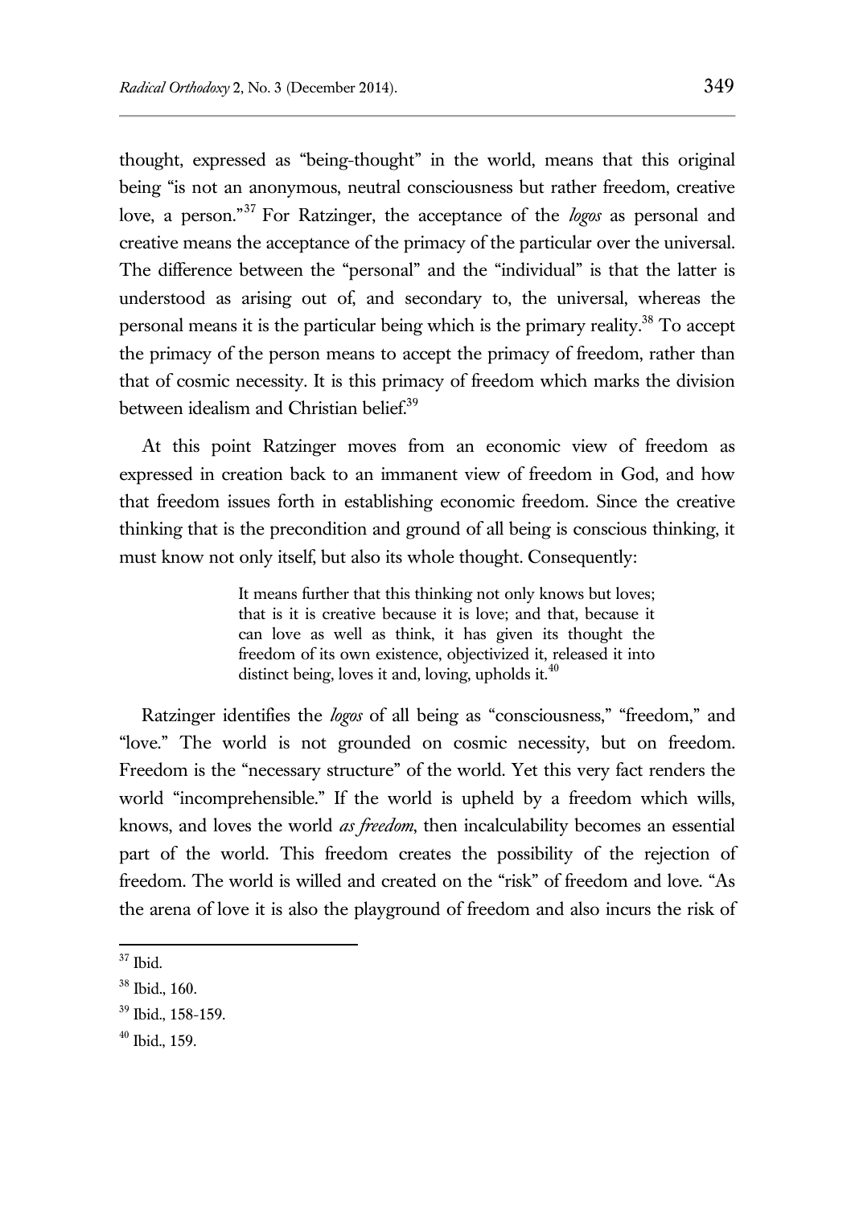thought, expressed as "being-thought" in the world, means that this original being "is not an anonymous, neutral consciousness but rather freedom, creative love, a person."[37] For Ratzinger, the acceptance of the *logos* as personal and creative means the acceptance of the primacy of the particular over the universal. The difference between the "personal" and the "individual" is that the latter is understood as arising out of, and secondary to, the universal, whereas the personal means it is the particular being which is the primary reality.[38] To accept the primacy of the person means to accept the primacy of freedom, rather than that of cosmic necessity. It is this primacy of freedom which marks the division between idealism and Christian belief.[39]

At this point Ratzinger moves from an economic view of freedom as expressed in creation back to an immanent view of freedom in God, and how that freedom issues forth in establishing economic freedom. Since the creative thinking that is the precondition and ground of all being is conscious thinking, it must know not only itself, but also its whole thought. Consequently:

> It means further that this thinking not only knows but loves; that is it is creative because it is love; and that, because it can love as well as think, it has given its thought the freedom of its own existence, objectivized it, released it into distinct being, loves it and, loving, upholds it.[40]

Ratzinger identifies the *logos* of all being as "consciousness," "freedom," and "love." The world is not grounded on cosmic necessity, but on freedom. Freedom is the "necessary structure" of the world. Yet this very fact renders the world "incomprehensible." If the world is upheld by a freedom which wills, knows, and loves the world *as freedom*, then incalculability becomes an essential part of the world. This freedom creates the possibility of the rejection of freedom. The world is willed and created on the "risk" of freedom and love. "As the arena of love it is also the playground of freedom and also incurs the risk of

[37] Ibid.

[38] Ibid., 160.

[39] Ibid., 158-159.

[40] Ibid., 159.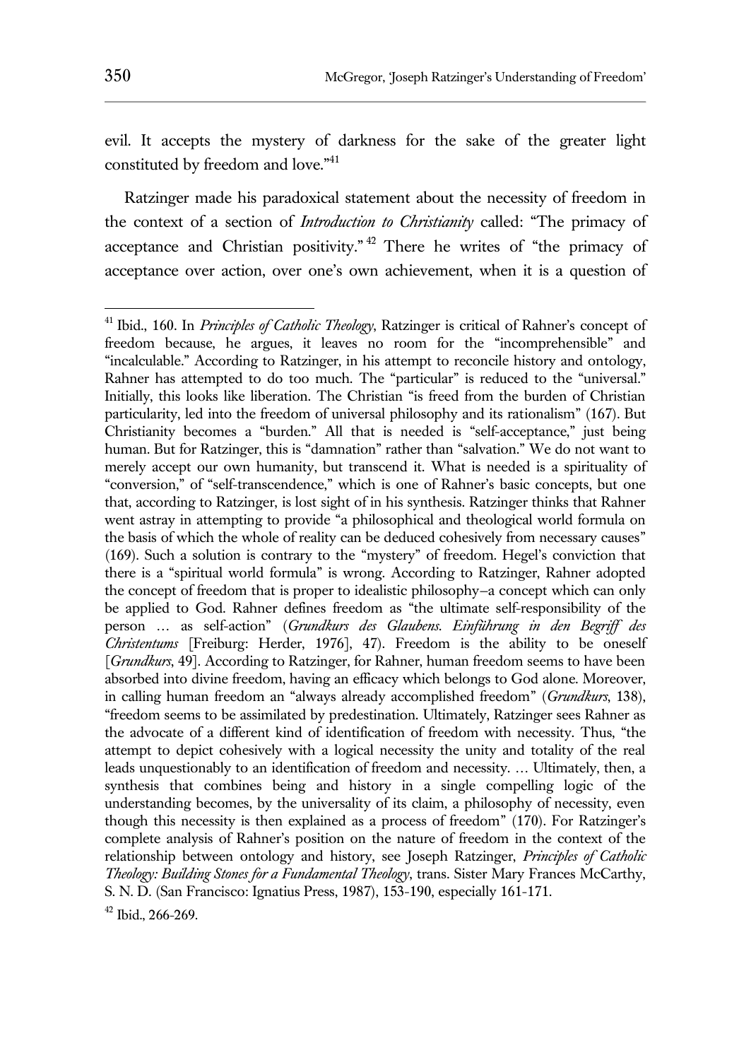evil. It accepts the mystery of darkness for the sake of the greater light constituted by freedom and love."[41]

Ratzinger made his paradoxical statement about the necessity of freedom in the context of a section of *Introduction to Christianity* called: "The primacy of acceptance and Christian positivity."[42] There he writes of "the primacy of acceptance over action, over one's own achievement, when it is a question of

---

[41] Ibid., 160. In *Principles of Catholic Theology*, Ratzinger is critical of Rahner's concept of freedom because, he argues, it leaves no room for the "incomprehensible" and "incalculable." According to Ratzinger, in his attempt to reconcile history and ontology, Rahner has attempted to do too much. The "particular" is reduced to the "universal." Initially, this looks like liberation. The Christian "is freed from the burden of Christian particularity, led into the freedom of universal philosophy and its rationalism" (167). But Christianity becomes a "burden." All that is needed is "self-acceptance," just being human. But for Ratzinger, this is "damnation" rather than "salvation." We do not want to merely accept our own humanity, but transcend it. What is needed is a spirituality of "conversion," of "self-transcendence," which is one of Rahner's basic concepts, but one that, according to Ratzinger, is lost sight of in his synthesis. Ratzinger thinks that Rahner went astray in attempting to provide "a philosophical and theological world formula on the basis of which the whole of reality can be deduced cohesively from necessary causes" (169). Such a solution is contrary to the "mystery" of freedom. Hegel's conviction that there is a "spiritual world formula" is wrong. According to Ratzinger, Rahner adopted the concept of freedom that is proper to idealistic philosophy–a concept which can only be applied to God. Rahner defines freedom as "the ultimate self-responsibility of the person … as self-action" (*Grundkurs des Glaubens. Einführung in den Begriff des Christentums* [Freiburg: Herder, 1976], 47). Freedom is the ability to be oneself [*Grundkurs*, 49]. According to Ratzinger, for Rahner, human freedom seems to have been absorbed into divine freedom, having an efficacy which belongs to God alone. Moreover, in calling human freedom an "always already accomplished freedom" (*Grundkurs*, 138), "freedom seems to be assimilated by predestination. Ultimately, Ratzinger sees Rahner as the advocate of a different kind of identification of freedom with necessity. Thus, "the attempt to depict cohesively with a logical necessity the unity and totality of the real leads unquestionably to an identification of freedom and necessity. … Ultimately, then, a synthesis that combines being and history in a single compelling logic of the understanding becomes, by the universality of its claim, a philosophy of necessity, even though this necessity is then explained as a process of freedom" (170). For Ratzinger's complete analysis of Rahner's position on the nature of freedom in the context of the relationship between ontology and history, see Joseph Ratzinger, *Principles of Catholic Theology: Building Stones for a Fundamental Theology*, trans. Sister Mary Frances McCarthy, S. N. D. (San Francisco: Ignatius Press, 1987), 153-190, especially 161-171.

[42] Ibid., 266-269.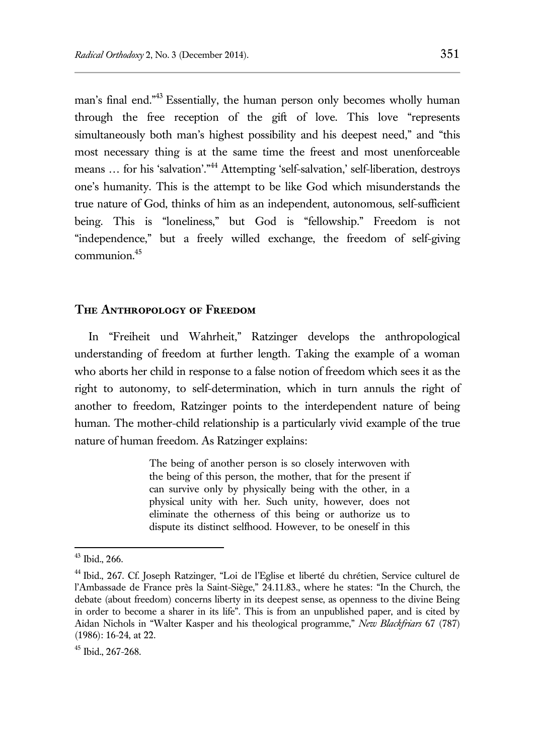man's final end."[43] Essentially, the human person only becomes wholly human through the free reception of the gift of love. This love "represents simultaneously both man's highest possibility and his deepest need," and "this most necessary thing is at the same time the freest and most unenforceable means … for his 'salvation'."[44] Attempting 'self-salvation,' self-liberation, destroys one's humanity. This is the attempt to be like God which misunderstands the true nature of God, thinks of him as an independent, autonomous, self-sufficient being. This is "loneliness," but God is "fellowship." Freedom is not "independence," but a freely willed exchange, the freedom of self-giving communion.[45]

## The Anthropology of Freedom

In "Freiheit und Wahrheit," Ratzinger develops the anthropological understanding of freedom at further length. Taking the example of a woman who aborts her child in response to a false notion of freedom which sees it as the right to autonomy, to self-determination, which in turn annuls the right of another to freedom, Ratzinger points to the interdependent nature of being human. The mother-child relationship is a particularly vivid example of the true nature of human freedom. As Ratzinger explains:

> The being of another person is so closely interwoven with the being of this person, the mother, that for the present if can survive only by physically being with the other, in a physical unity with her. Such unity, however, does not eliminate the otherness of this being or authorize us to dispute its distinct selfhood. However, to be oneself in this

---

[43] Ibid., 266.

[44] Ibid., 267. Cf. Joseph Ratzinger, "Loi de l'Eglise et liberté du chrétien, Service culturel de l'Ambassade de France près la Saint-Siège," 24.11.83., where he states: "In the Church, the debate (about freedom) concerns liberty in its deepest sense, as openness to the divine Being in order to become a sharer in its life". This is from an unpublished paper, and is cited by Aidan Nichols in "Walter Kasper and his theological programme," *New Blackfriars* 67 (787) (1986): 16-24, at 22.

[45] Ibid., 267-268.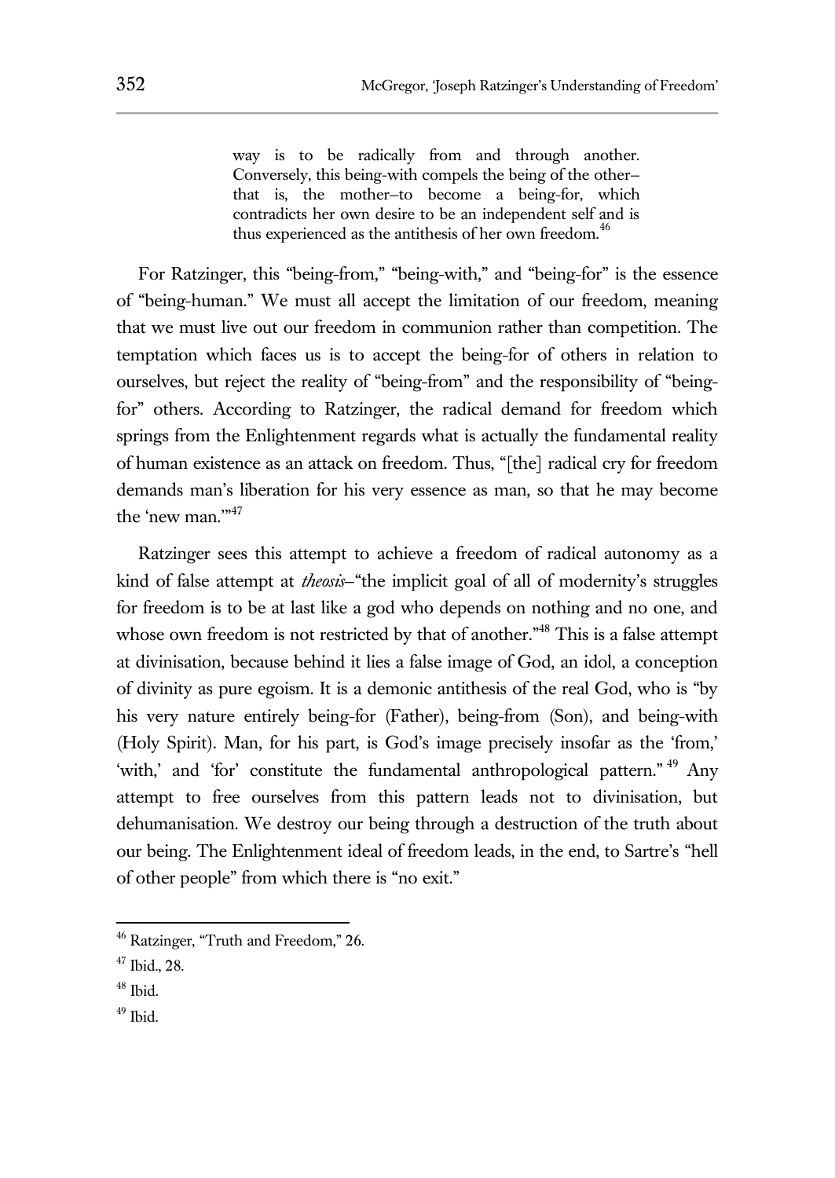> way is to be radically from and through another. Conversely, this being-with compels the being of the other–that is, the mother–to become a being-for, which contradicts her own desire to be an independent self and is thus experienced as the antithesis of her own freedom.[46]

For Ratzinger, this "being-from," "being-with," and "being-for" is the essence of "being-human." We must all accept the limitation of our freedom, meaning that we must live out our freedom in communion rather than competition. The temptation which faces us is to accept the being-for of others in relation to ourselves, but reject the reality of "being-from" and the responsibility of "being-for" others. According to Ratzinger, the radical demand for freedom which springs from the Enlightenment regards what is actually the fundamental reality of human existence as an attack on freedom. Thus, "[the] radical cry for freedom demands man's liberation for his very essence as man, so that he may become the 'new man.'"[47]

Ratzinger sees this attempt to achieve a freedom of radical autonomy as a kind of false attempt at *theosis*–"the implicit goal of all of modernity's struggles for freedom is to be at last like a god who depends on nothing and no one, and whose own freedom is not restricted by that of another."[48] This is a false attempt at divinisation, because behind it lies a false image of God, an idol, a conception of divinity as pure egoism. It is a demonic antithesis of the real God, who is "by his very nature entirely being-for (Father), being-from (Son), and being-with (Holy Spirit). Man, for his part, is God's image precisely insofar as the 'from,' 'with,' and 'for' constitute the fundamental anthropological pattern."[49] Any attempt to free ourselves from this pattern leads not to divinisation, but dehumanisation. We destroy our being through a destruction of the truth about our being. The Enlightenment ideal of freedom leads, in the end, to Sartre's "hell of other people" from which there is "no exit."

---

[46] Ratzinger, "Truth and Freedom," 26.

[47] Ibid., 28.

[48] Ibid.

[49] Ibid.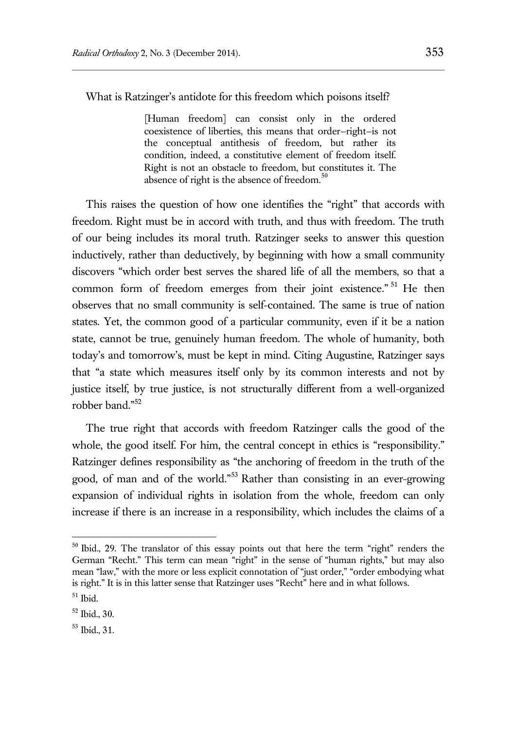What is Ratzinger's antidote for this freedom which poisons itself?

> [Human freedom] can consist only in the ordered coexistence of liberties, this means that order–right–is not the conceptual antithesis of freedom, but rather its condition, indeed, a constitutive element of freedom itself. Right is not an obstacle to freedom, but constitutes it. The absence of right is the absence of freedom.[50]

This raises the question of how one identifies the "right" that accords with freedom. Right must be in accord with truth, and thus with freedom. The truth of our being includes its moral truth. Ratzinger seeks to answer this question inductively, rather than deductively, by beginning with how a small community discovers "which order best serves the shared life of all the members, so that a common form of freedom emerges from their joint existence."[51] He then observes that no small community is self-contained. The same is true of nation states. Yet, the common good of a particular community, even if it be a nation state, cannot be true, genuinely human freedom. The whole of humanity, both today's and tomorrow's, must be kept in mind. Citing Augustine, Ratzinger says that "a state which measures itself only by its common interests and not by justice itself, by true justice, is not structurally different from a well-organized robber band."[52]

The true right that accords with freedom Ratzinger calls the good of the whole, the good itself. For him, the central concept in ethics is "responsibility." Ratzinger defines responsibility as "the anchoring of freedom in the truth of the good, of man and of the world."[53] Rather than consisting in an ever-growing expansion of individual rights in isolation from the whole, freedom can only increase if there is an increase in a responsibility, which includes the claims of a

---

[50] Ibid., 29. The translator of this essay points out that here the term "right" renders the German "Recht." This term can mean "right" in the sense of "human rights," but may also mean "law," with the more or less explicit connotation of "just order," "order embodying what is right." It is in this latter sense that Ratzinger uses "Recht" here and in what follows.

[51] Ibid.

[52] Ibid., 30.

[53] Ibid., 31.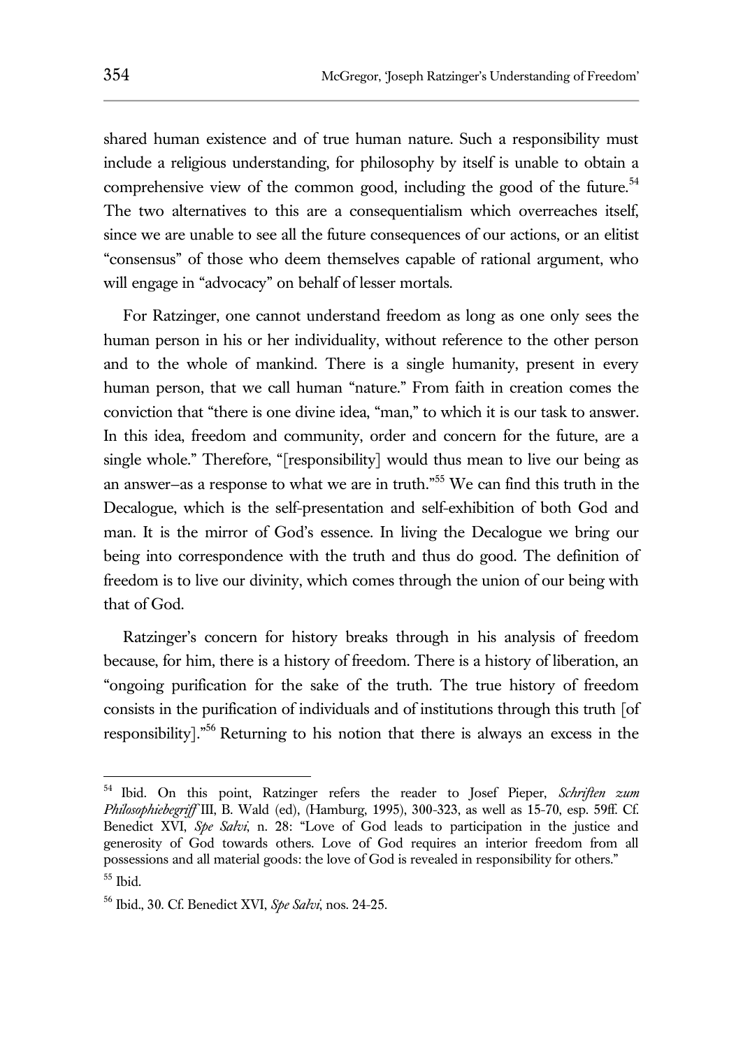shared human existence and of true human nature. Such a responsibility must include a religious understanding, for philosophy by itself is unable to obtain a comprehensive view of the common good, including the good of the future.[54] The two alternatives to this are a consequentialism which overreaches itself, since we are unable to see all the future consequences of our actions, or an elitist "consensus" of those who deem themselves capable of rational argument, who will engage in "advocacy" on behalf of lesser mortals.

For Ratzinger, one cannot understand freedom as long as one only sees the human person in his or her individuality, without reference to the other person and to the whole of mankind. There is a single humanity, present in every human person, that we call human "nature." From faith in creation comes the conviction that "there is one divine idea, "man," to which it is our task to answer. In this idea, freedom and community, order and concern for the future, are a single whole." Therefore, "[responsibility] would thus mean to live our being as an answer–as a response to what we are in truth."[55] We can find this truth in the Decalogue, which is the self-presentation and self-exhibition of both God and man. It is the mirror of God's essence. In living the Decalogue we bring our being into correspondence with the truth and thus do good. The definition of freedom is to live our divinity, which comes through the union of our being with that of God.

Ratzinger's concern for history breaks through in his analysis of freedom because, for him, there is a history of freedom. There is a history of liberation, an "ongoing purification for the sake of the truth. The true history of freedom consists in the purification of individuals and of institutions through this truth [of responsibility]."[56] Returning to his notion that there is always an excess in the

---

[54] Ibid. On this point, Ratzinger refers the reader to Josef Pieper, *Schriften zum Philosophiebegriff* III, B. Wald (ed), (Hamburg, 1995), 300-323, as well as 15-70, esp. 59ff. Cf. Benedict XVI, *Spe Salvi*, n. 28: "Love of God leads to participation in the justice and generosity of God towards others. Love of God requires an interior freedom from all possessions and all material goods: the love of God is revealed in responsibility for others."

[55] Ibid.

[56] Ibid., 30. Cf. Benedict XVI, *Spe Salvi*, nos. 24-25.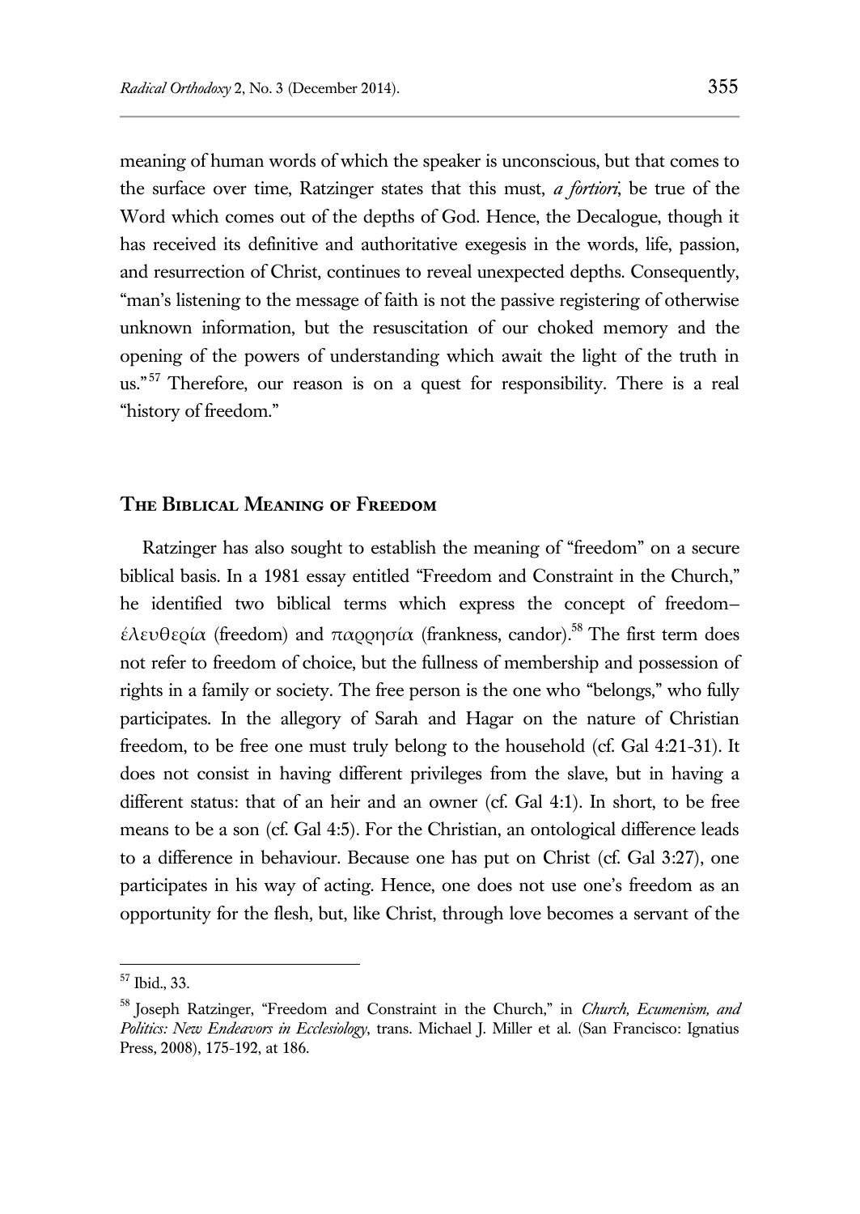meaning of human words of which the speaker is unconscious, but that comes to the surface over time, Ratzinger states that this must, *a fortiori*, be true of the Word which comes out of the depths of God. Hence, the Decalogue, though it has received its definitive and authoritative exegesis in the words, life, passion, and resurrection of Christ, continues to reveal unexpected depths. Consequently, "man's listening to the message of faith is not the passive registering of otherwise unknown information, but the resuscitation of our choked memory and the opening of the powers of understanding which await the light of the truth in us."[57] Therefore, our reason is on a quest for responsibility. There is a real "history of freedom."

## The Biblical Meaning of Freedom

Ratzinger has also sought to establish the meaning of "freedom" on a secure biblical basis. In a 1981 essay entitled "Freedom and Constraint in the Church," he identified two biblical terms which express the concept of freedom– ἐλευθερία (freedom) and παρρησία (frankness, candor).[58] The first term does not refer to freedom of choice, but the fullness of membership and possession of rights in a family or society. The free person is the one who "belongs," who fully participates. In the allegory of Sarah and Hagar on the nature of Christian freedom, to be free one must truly belong to the household (cf. Gal 4:21-31). It does not consist in having different privileges from the slave, but in having a different status: that of an heir and an owner (cf. Gal 4:1). In short, to be free means to be a son (cf. Gal 4:5). For the Christian, an ontological difference leads to a difference in behaviour. Because one has put on Christ (cf. Gal 3:27), one participates in his way of acting. Hence, one does not use one's freedom as an opportunity for the flesh, but, like Christ, through love becomes a servant of the

---

[57] Ibid., 33.

[58] Joseph Ratzinger, "Freedom and Constraint in the Church," in *Church, Ecumenism, and Politics: New Endeavors in Ecclesiology*, trans. Michael J. Miller et al. (San Francisco: Ignatius Press, 2008), 175-192, at 186.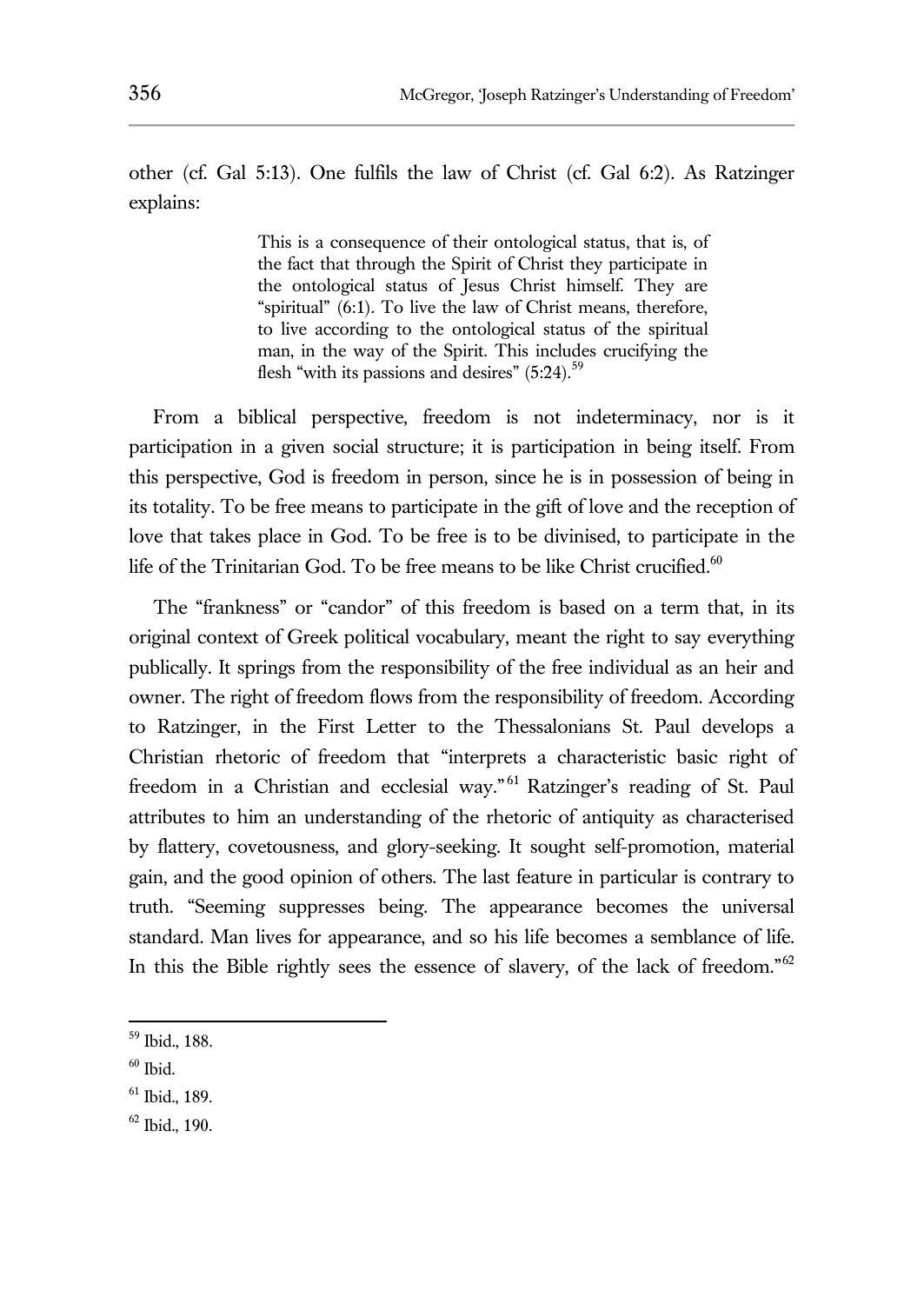other (cf. Gal 5:13). One fulfils the law of Christ (cf. Gal 6:2). As Ratzinger explains:

> This is a consequence of their ontological status, that is, of the fact that through the Spirit of Christ they participate in the ontological status of Jesus Christ himself. They are "spiritual" (6:1). To live the law of Christ means, therefore, to live according to the ontological status of the spiritual man, in the way of the Spirit. This includes crucifying the flesh "with its passions and desires" (5:24).[59]

From a biblical perspective, freedom is not indeterminacy, nor is it participation in a given social structure; it is participation in being itself. From this perspective, God is freedom in person, since he is in possession of being in its totality. To be free means to participate in the gift of love and the reception of love that takes place in God. To be free is to be divinised, to participate in the life of the Trinitarian God. To be free means to be like Christ crucified.[60]

The "frankness" or "candor" of this freedom is based on a term that, in its original context of Greek political vocabulary, meant the right to say everything publically. It springs from the responsibility of the free individual as an heir and owner. The right of freedom flows from the responsibility of freedom. According to Ratzinger, in the First Letter to the Thessalonians St. Paul develops a Christian rhetoric of freedom that "interprets a characteristic basic right of freedom in a Christian and ecclesial way."[61] Ratzinger's reading of St. Paul attributes to him an understanding of the rhetoric of antiquity as characterised by flattery, covetousness, and glory-seeking. It sought self-promotion, material gain, and the good opinion of others. The last feature in particular is contrary to truth. "Seeming suppresses being. The appearance becomes the universal standard. Man lives for appearance, and so his life becomes a semblance of life. In this the Bible rightly sees the essence of slavery, of the lack of freedom."[62]

---

[59] Ibid., 188.

[60] Ibid.

[61] Ibid., 189.

[62] Ibid., 190.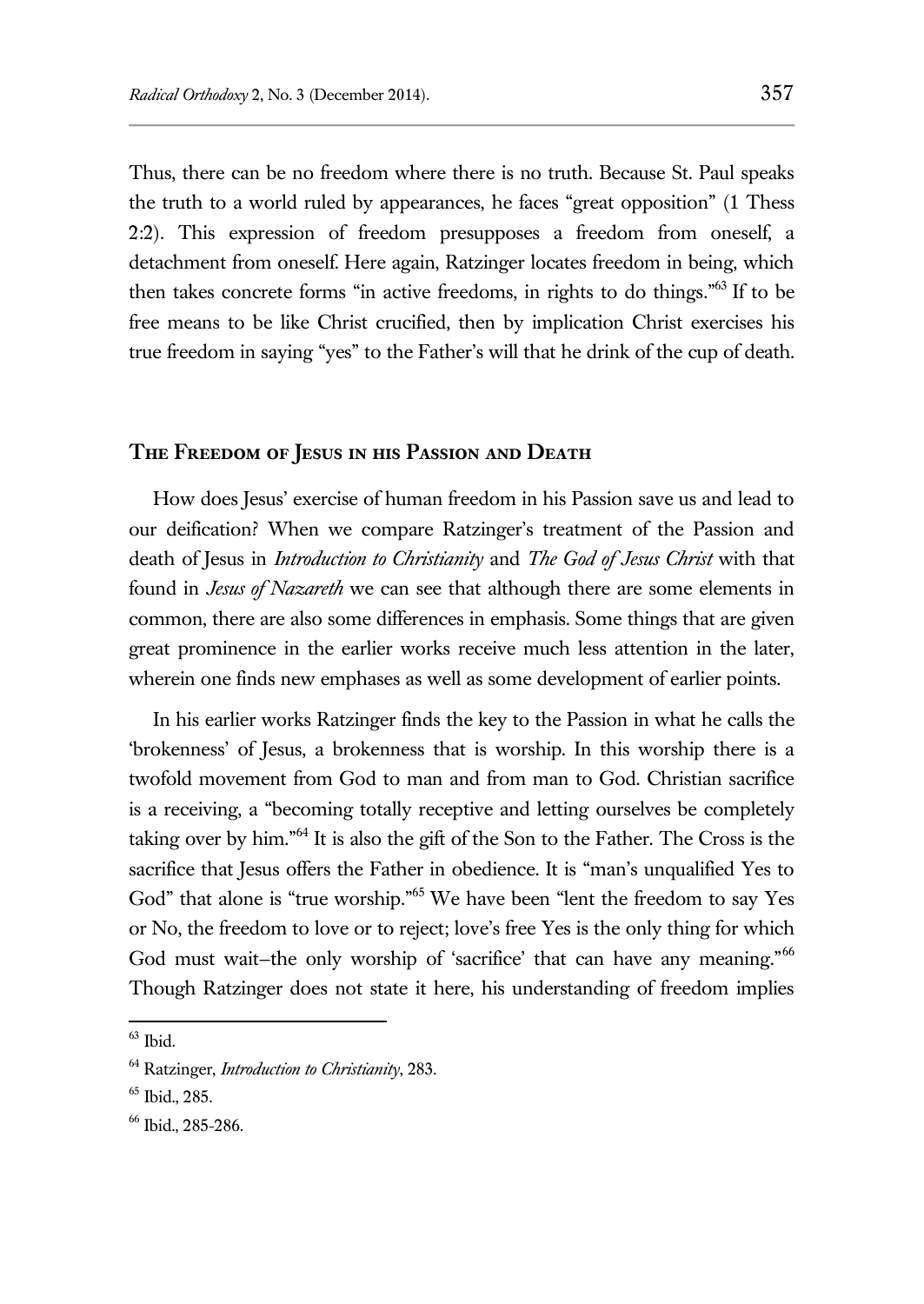Thus, there can be no freedom where there is no truth. Because St. Paul speaks the truth to a world ruled by appearances, he faces "great opposition" (1 Thess 2:2). This expression of freedom presupposes a freedom from oneself, a detachment from oneself. Here again, Ratzinger locates freedom in being, which then takes concrete forms "in active freedoms, in rights to do things."[63] If to be free means to be like Christ crucified, then by implication Christ exercises his true freedom in saying "yes" to the Father's will that he drink of the cup of death.

## The Freedom of Jesus in his Passion and Death

How does Jesus' exercise of human freedom in his Passion save us and lead to our deification? When we compare Ratzinger's treatment of the Passion and death of Jesus in *Introduction to Christianity* and *The God of Jesus Christ* with that found in *Jesus of Nazareth* we can see that although there are some elements in common, there are also some differences in emphasis. Some things that are given great prominence in the earlier works receive much less attention in the later, wherein one finds new emphases as well as some development of earlier points.

In his earlier works Ratzinger finds the key to the Passion in what he calls the 'brokenness' of Jesus, a brokenness that is worship. In this worship there is a twofold movement from God to man and from man to God. Christian sacrifice is a receiving, a "becoming totally receptive and letting ourselves be completely taking over by him."[64] It is also the gift of the Son to the Father. The Cross is the sacrifice that Jesus offers the Father in obedience. It is "man's unqualified Yes to God" that alone is "true worship."[65] We have been "lent the freedom to say Yes or No, the freedom to love or to reject; love's free Yes is the only thing for which God must wait–the only worship of 'sacrifice' that can have any meaning."[66] Though Ratzinger does not state it here, his understanding of freedom implies

---

[63] Ibid.

[64] Ratzinger, *Introduction to Christianity*, 283.

[65] Ibid., 285.

[66] Ibid., 285-286.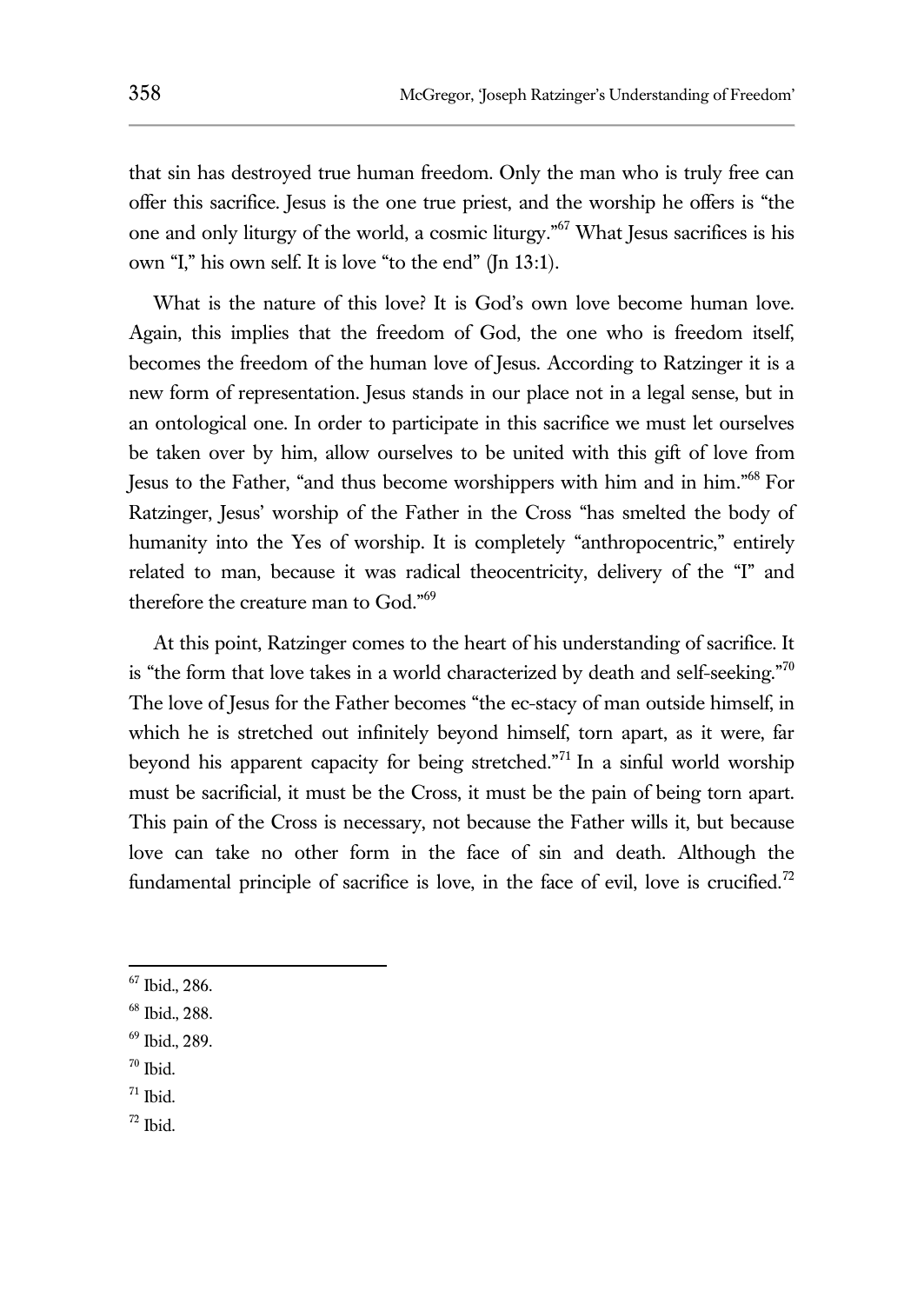that sin has destroyed true human freedom. Only the man who is truly free can offer this sacrifice. Jesus is the one true priest, and the worship he offers is "the one and only liturgy of the world, a cosmic liturgy."[67] What Jesus sacrifices is his own "I," his own self. It is love "to the end" (Jn 13:1).

What is the nature of this love? It is God's own love become human love. Again, this implies that the freedom of God, the one who is freedom itself, becomes the freedom of the human love of Jesus. According to Ratzinger it is a new form of representation. Jesus stands in our place not in a legal sense, but in an ontological one. In order to participate in this sacrifice we must let ourselves be taken over by him, allow ourselves to be united with this gift of love from Jesus to the Father, "and thus become worshippers with him and in him."[68] For Ratzinger, Jesus' worship of the Father in the Cross "has smelted the body of humanity into the Yes of worship. It is completely "anthropocentric," entirely related to man, because it was radical theocentricity, delivery of the "I" and therefore the creature man to God."[69]

At this point, Ratzinger comes to the heart of his understanding of sacrifice. It is "the form that love takes in a world characterized by death and self-seeking."[70] The love of Jesus for the Father becomes "the ec-stacy of man outside himself, in which he is stretched out infinitely beyond himself, torn apart, as it were, far beyond his apparent capacity for being stretched."[71] In a sinful world worship must be sacrificial, it must be the Cross, it must be the pain of being torn apart. This pain of the Cross is necessary, not because the Father wills it, but because love can take no other form in the face of sin and death. Although the fundamental principle of sacrifice is love, in the face of evil, love is crucified.[72]

---

[67] Ibid., 286.

[68] Ibid., 288.

[69] Ibid., 289.

[70] Ibid.

[71] Ibid.

[72] Ibid.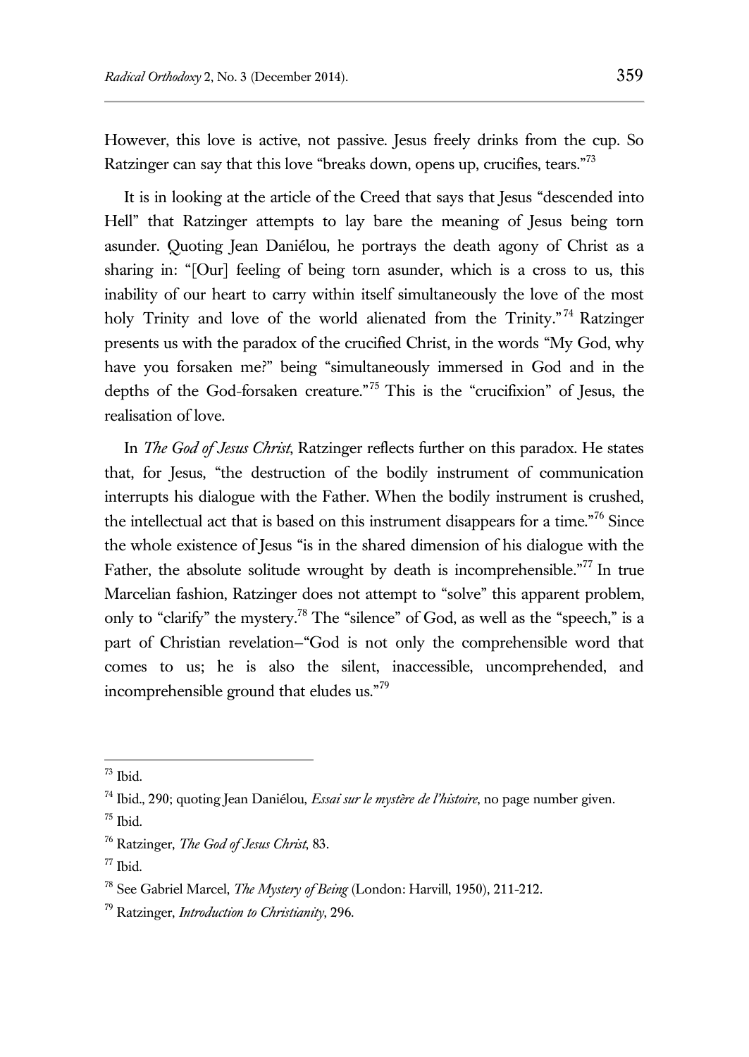However, this love is active, not passive. Jesus freely drinks from the cup. So Ratzinger can say that this love "breaks down, opens up, crucifies, tears."[73]

It is in looking at the article of the Creed that says that Jesus "descended into Hell" that Ratzinger attempts to lay bare the meaning of Jesus being torn asunder. Quoting Jean Daniélou, he portrays the death agony of Christ as a sharing in: "[Our] feeling of being torn asunder, which is a cross to us, this inability of our heart to carry within itself simultaneously the love of the most holy Trinity and love of the world alienated from the Trinity."[74] Ratzinger presents us with the paradox of the crucified Christ, in the words "My God, why have you forsaken me?" being "simultaneously immersed in God and in the depths of the God-forsaken creature."[75] This is the "crucifixion" of Jesus, the realisation of love.

In *The God of Jesus Christ*, Ratzinger reflects further on this paradox. He states that, for Jesus, "the destruction of the bodily instrument of communication interrupts his dialogue with the Father. When the bodily instrument is crushed, the intellectual act that is based on this instrument disappears for a time."[76] Since the whole existence of Jesus "is in the shared dimension of his dialogue with the Father, the absolute solitude wrought by death is incomprehensible."[77] In true Marcelian fashion, Ratzinger does not attempt to "solve" this apparent problem, only to "clarify" the mystery.[78] The "silence" of God, as well as the "speech," is a part of Christian revelation—"God is not only the comprehensible word that comes to us; he is also the silent, inaccessible, uncomprehended, and incomprehensible ground that eludes us."[79]

---

[73] Ibid.

[74] Ibid., 290; quoting Jean Daniélou, *Essai sur le mystère de l'histoire*, no page number given.

[75] Ibid.

[76] Ratzinger, *The God of Jesus Christ*, 83.

[77] Ibid.

[78] See Gabriel Marcel, *The Mystery of Being* (London: Harvill, 1950), 211-212.

[79] Ratzinger, *Introduction to Christianity*, 296.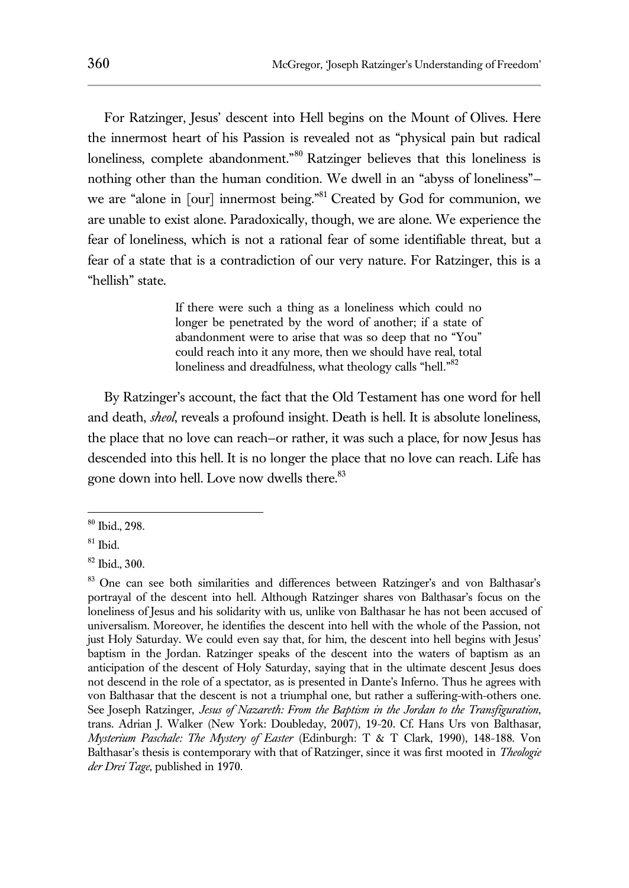For Ratzinger, Jesus' descent into Hell begins on the Mount of Olives. Here the innermost heart of his Passion is revealed not as "physical pain but radical loneliness, complete abandonment."[80] Ratzinger believes that this loneliness is nothing other than the human condition. We dwell in an "abyss of loneliness"–we are "alone in [our] innermost being."[81] Created by God for communion, we are unable to exist alone. Paradoxically, though, we are alone. We experience the fear of loneliness, which is not a rational fear of some identifiable threat, but a fear of a state that is a contradiction of our very nature. For Ratzinger, this is a "hellish" state.

> If there were such a thing as a loneliness which could no longer be penetrated by the word of another; if a state of abandonment were to arise that was so deep that no "You" could reach into it any more, then we should have real, total loneliness and dreadfulness, what theology calls "hell."[82]

By Ratzinger's account, the fact that the Old Testament has one word for hell and death, *sheol*, reveals a profound insight. Death is hell. It is absolute loneliness, the place that no love can reach–or rather, it was such a place, for now Jesus has descended into this hell. It is no longer the place that no love can reach. Life has gone down into hell. Love now dwells there.[83]

---

[80] Ibid., 298.

[81] Ibid.

[82] Ibid., 300.

[83] One can see both similarities and differences between Ratzinger's and von Balthasar's portrayal of the descent into hell. Although Ratzinger shares von Balthasar's focus on the loneliness of Jesus and his solidarity with us, unlike von Balthasar he has not been accused of universalism. Moreover, he identifies the descent into hell with the whole of the Passion, not just Holy Saturday. We could even say that, for him, the descent into hell begins with Jesus' baptism in the Jordan. Ratzinger speaks of the descent into the waters of baptism as an anticipation of the descent of Holy Saturday, saying that in the ultimate descent Jesus does not descend in the role of a spectator, as is presented in Dante's Inferno. Thus he agrees with von Balthasar that the descent is not a triumphal one, but rather a suffering-with-others one. See Joseph Ratzinger, *Jesus of Nazareth: From the Baptism in the Jordan to the Transfiguration*, trans. Adrian J. Walker (New York: Doubleday, 2007), 19-20. Cf. Hans Urs von Balthasar, *Mysterium Paschale: The Mystery of Easter* (Edinburgh: T & T Clark, 1990), 148-188. Von Balthasar's thesis is contemporary with that of Ratzinger, since it was first mooted in *Theologie der Drei Tage*, published in 1970.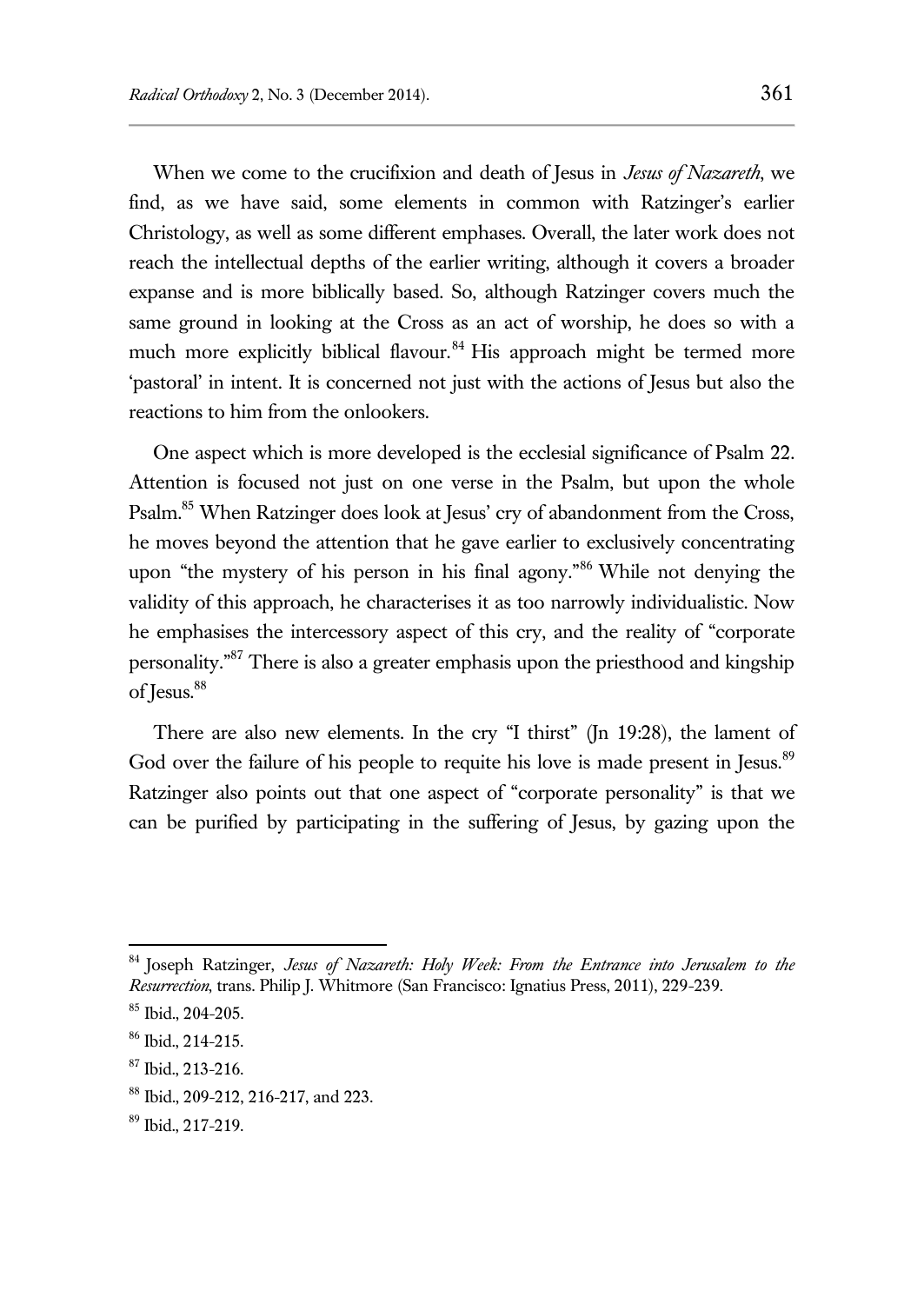When we come to the crucifixion and death of Jesus in *Jesus of Nazareth*, we find, as we have said, some elements in common with Ratzinger's earlier Christology, as well as some different emphases. Overall, the later work does not reach the intellectual depths of the earlier writing, although it covers a broader expanse and is more biblically based. So, although Ratzinger covers much the same ground in looking at the Cross as an act of worship, he does so with a much more explicitly biblical flavour.[84] His approach might be termed more 'pastoral' in intent. It is concerned not just with the actions of Jesus but also the reactions to him from the onlookers.

One aspect which is more developed is the ecclesial significance of Psalm 22. Attention is focused not just on one verse in the Psalm, but upon the whole Psalm.[85] When Ratzinger does look at Jesus' cry of abandonment from the Cross, he moves beyond the attention that he gave earlier to exclusively concentrating upon "the mystery of his person in his final agony."[86] While not denying the validity of this approach, he characterises it as too narrowly individualistic. Now he emphasises the intercessory aspect of this cry, and the reality of "corporate personality."[87] There is also a greater emphasis upon the priesthood and kingship of Jesus.[88]

There are also new elements. In the cry "I thirst" (Jn 19:28), the lament of God over the failure of his people to requite his love is made present in Jesus.[89] Ratzinger also points out that one aspect of "corporate personality" is that we can be purified by participating in the suffering of Jesus, by gazing upon the

---

[84] Joseph Ratzinger, *Jesus of Nazareth: Holy Week: From the Entrance into Jerusalem to the Resurrection*, trans. Philip J. Whitmore (San Francisco: Ignatius Press, 2011), 229-239.

[85] Ibid., 204-205.

[86] Ibid., 214-215.

[87] Ibid., 213-216.

[88] Ibid., 209-212, 216-217, and 223.

[89] Ibid., 217-219.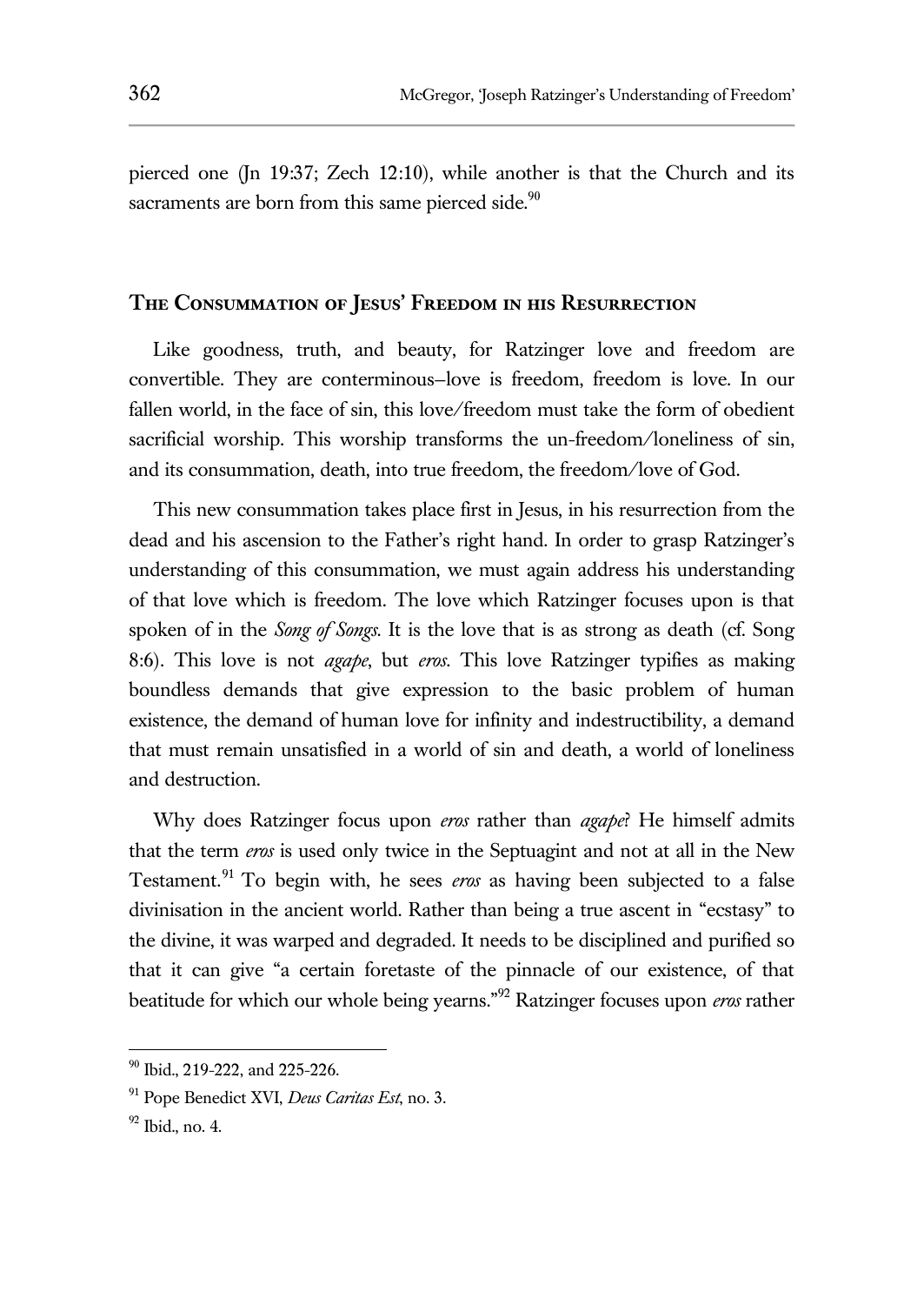pierced one (Jn 19:37; Zech 12:10), while another is that the Church and its sacraments are born from this same pierced side.[90]

## The Consummation of Jesus' Freedom in his Resurrection

Like goodness, truth, and beauty, for Ratzinger love and freedom are convertible. They are conterminous–love is freedom, freedom is love. In our fallen world, in the face of sin, this love/freedom must take the form of obedient sacrificial worship. This worship transforms the un-freedom/loneliness of sin, and its consummation, death, into true freedom, the freedom/love of God.

This new consummation takes place first in Jesus, in his resurrection from the dead and his ascension to the Father's right hand. In order to grasp Ratzinger's understanding of this consummation, we must again address his understanding of that love which is freedom. The love which Ratzinger focuses upon is that spoken of in the *Song of Songs*. It is the love that is as strong as death (cf. Song 8:6). This love is not *agape*, but *eros*. This love Ratzinger typifies as making boundless demands that give expression to the basic problem of human existence, the demand of human love for infinity and indestructibility, a demand that must remain unsatisfied in a world of sin and death, a world of loneliness and destruction.

Why does Ratzinger focus upon *eros* rather than *agape*? He himself admits that the term *eros* is used only twice in the Septuagint and not at all in the New Testament.[91] To begin with, he sees *eros* as having been subjected to a false divinisation in the ancient world. Rather than being a true ascent in "ecstasy" to the divine, it was warped and degraded. It needs to be disciplined and purified so that it can give "a certain foretaste of the pinnacle of our existence, of that beatitude for which our whole being yearns."[92] Ratzinger focuses upon *eros* rather

---

[90] Ibid., 219-222, and 225-226.

[91] Pope Benedict XVI, *Deus Caritas Est*, no. 3.

[92] Ibid., no. 4.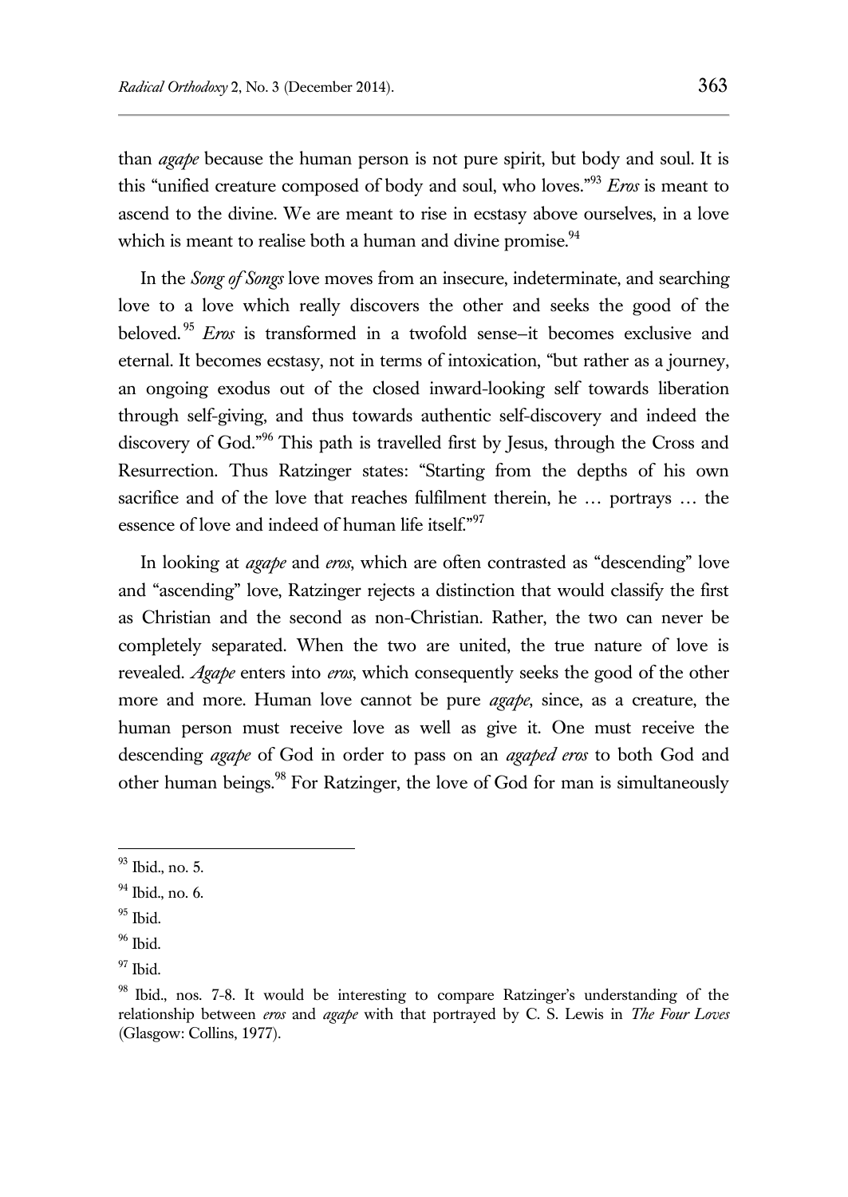than *agape* because the human person is not pure spirit, but body and soul. It is this "unified creature composed of body and soul, who loves."[93] *Eros* is meant to ascend to the divine. We are meant to rise in ecstasy above ourselves, in a love which is meant to realise both a human and divine promise.[94]

In the *Song of Songs* love moves from an insecure, indeterminate, and searching love to a love which really discovers the other and seeks the good of the beloved.[95] *Eros* is transformed in a twofold sense–it becomes exclusive and eternal. It becomes ecstasy, not in terms of intoxication, "but rather as a journey, an ongoing exodus out of the closed inward-looking self towards liberation through self-giving, and thus towards authentic self-discovery and indeed the discovery of God."[96] This path is travelled first by Jesus, through the Cross and Resurrection. Thus Ratzinger states: "Starting from the depths of his own sacrifice and of the love that reaches fulfilment therein, he … portrays … the essence of love and indeed of human life itself."[97]

In looking at *agape* and *eros*, which are often contrasted as "descending" love and "ascending" love, Ratzinger rejects a distinction that would classify the first as Christian and the second as non-Christian. Rather, the two can never be completely separated. When the two are united, the true nature of love is revealed. *Agape* enters into *eros*, which consequently seeks the good of the other more and more. Human love cannot be pure *agape*, since, as a creature, the human person must receive love as well as give it. One must receive the descending *agape* of God in order to pass on an *agaped eros* to both God and other human beings.[98] For Ratzinger, the love of God for man is simultaneously

---

[93] Ibid., no. 5.

[94] Ibid., no. 6.

[95] Ibid.

[96] Ibid.

[97] Ibid.

[98] Ibid., nos. 7-8. It would be interesting to compare Ratzinger's understanding of the relationship between *eros* and *agape* with that portrayed by C. S. Lewis in *The Four Loves* (Glasgow: Collins, 1977).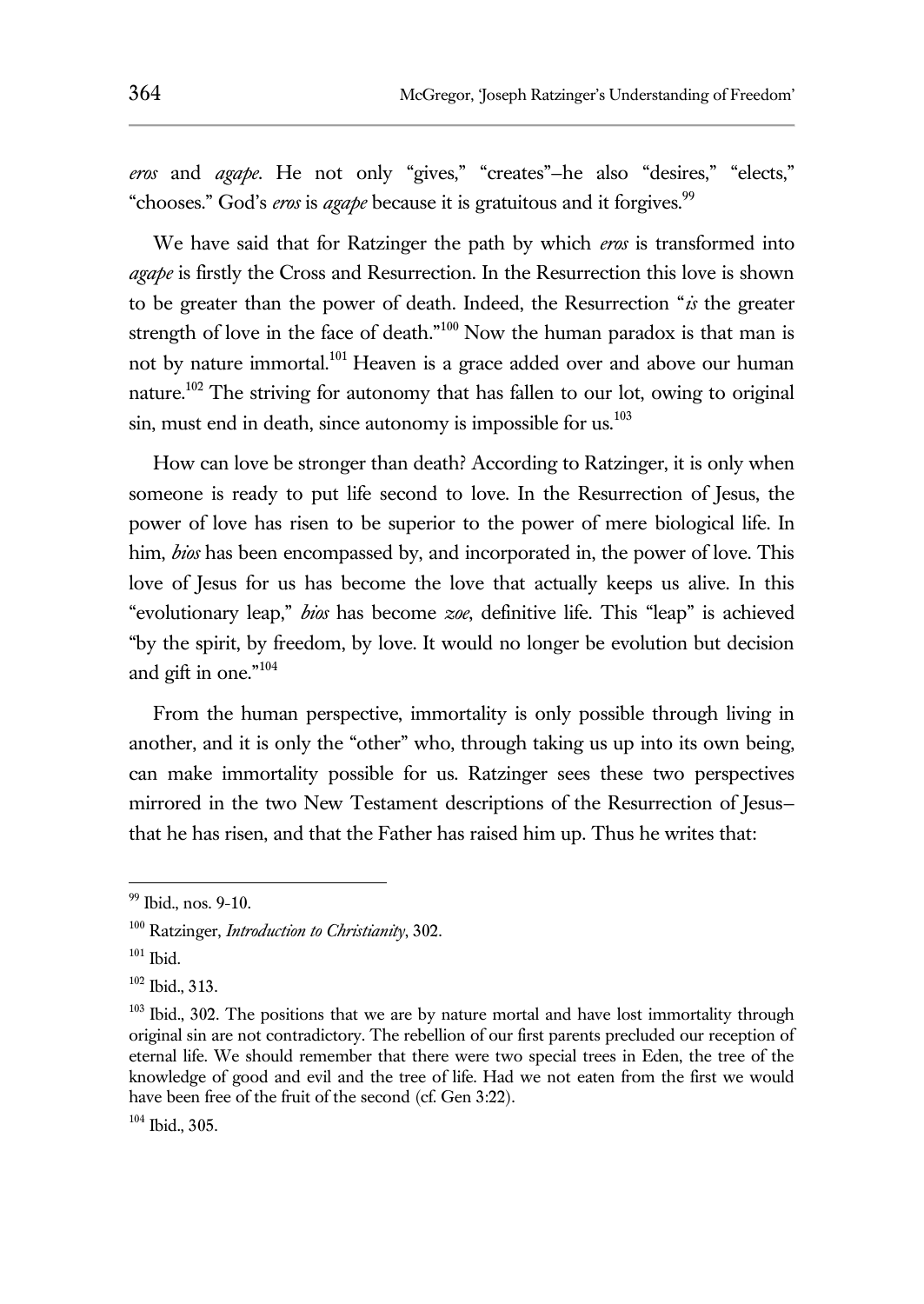*eros* and *agape*. He not only "gives," "creates"–he also "desires," "elects," "chooses." God's *eros* is *agape* because it is gratuitous and it forgives.[99]

We have said that for Ratzinger the path by which *eros* is transformed into *agape* is firstly the Cross and Resurrection. In the Resurrection this love is shown to be greater than the power of death. Indeed, the Resurrection "*is* the greater strength of love in the face of death."[100] Now the human paradox is that man is not by nature immortal.[101] Heaven is a grace added over and above our human nature.[102] The striving for autonomy that has fallen to our lot, owing to original sin, must end in death, since autonomy is impossible for us.[103]

How can love be stronger than death? According to Ratzinger, it is only when someone is ready to put life second to love. In the Resurrection of Jesus, the power of love has risen to be superior to the power of mere biological life. In him, *bios* has been encompassed by, and incorporated in, the power of love. This love of Jesus for us has become the love that actually keeps us alive. In this "evolutionary leap," *bios* has become *zoe*, definitive life. This "leap" is achieved "by the spirit, by freedom, by love. It would no longer be evolution but decision and gift in one."[104]

From the human perspective, immortality is only possible through living in another, and it is only the "other" who, through taking us up into its own being, can make immortality possible for us. Ratzinger sees these two perspectives mirrored in the two New Testament descriptions of the Resurrection of Jesus–that he has risen, and that the Father has raised him up. Thus he writes that:

---

[99] Ibid., nos. 9-10.

[100] Ratzinger, *Introduction to Christianity*, 302.

[101] Ibid.

[102] Ibid., 313.

[103] Ibid., 302. The positions that we are by nature mortal and have lost immortality through original sin are not contradictory. The rebellion of our first parents precluded our reception of eternal life. We should remember that there were two special trees in Eden, the tree of the knowledge of good and evil and the tree of life. Had we not eaten from the first we would have been free of the fruit of the second (cf. Gen 3:22).

[104] Ibid., 305.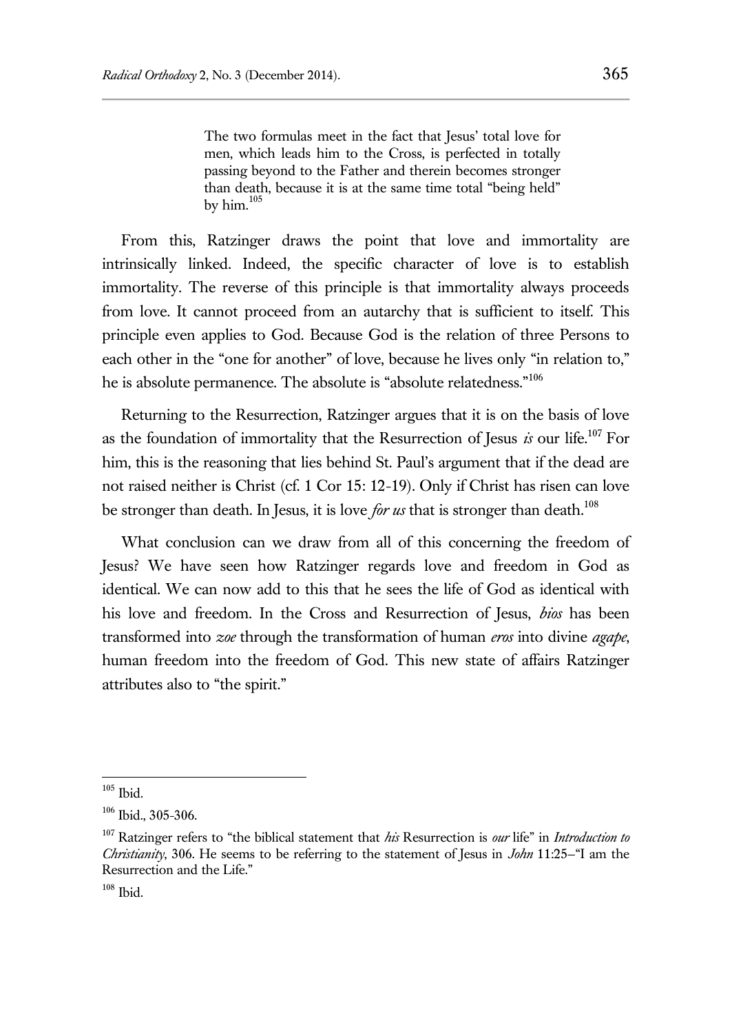> The two formulas meet in the fact that Jesus' total love for men, which leads him to the Cross, is perfected in totally passing beyond to the Father and therein becomes stronger than death, because it is at the same time total "being held" by him.[105]

From this, Ratzinger draws the point that love and immortality are intrinsically linked. Indeed, the specific character of love is to establish immortality. The reverse of this principle is that immortality always proceeds from love. It cannot proceed from an autarchy that is sufficient to itself. This principle even applies to God. Because God is the relation of three Persons to each other in the "one for another" of love, because he lives only "in relation to," he is absolute permanence. The absolute is "absolute relatedness."[106]

Returning to the Resurrection, Ratzinger argues that it is on the basis of love as the foundation of immortality that the Resurrection of Jesus *is* our life.[107] For him, this is the reasoning that lies behind St. Paul's argument that if the dead are not raised neither is Christ (cf. 1 Cor 15: 12-19). Only if Christ has risen can love be stronger than death. In Jesus, it is love *for us* that is stronger than death.[108]

What conclusion can we draw from all of this concerning the freedom of Jesus? We have seen how Ratzinger regards love and freedom in God as identical. We can now add to this that he sees the life of God as identical with his love and freedom. In the Cross and Resurrection of Jesus, *bios* has been transformed into *zoe* through the transformation of human *eros* into divine *agape*, human freedom into the freedom of God. This new state of affairs Ratzinger attributes also to "the spirit."

---

[105] Ibid.

[106] Ibid., 305-306.

[107] Ratzinger refers to "the biblical statement that *his* Resurrection is *our* life" in *Introduction to Christianity*, 306. He seems to be referring to the statement of Jesus in *John* 11:25–"I am the Resurrection and the Life."

[108] Ibid.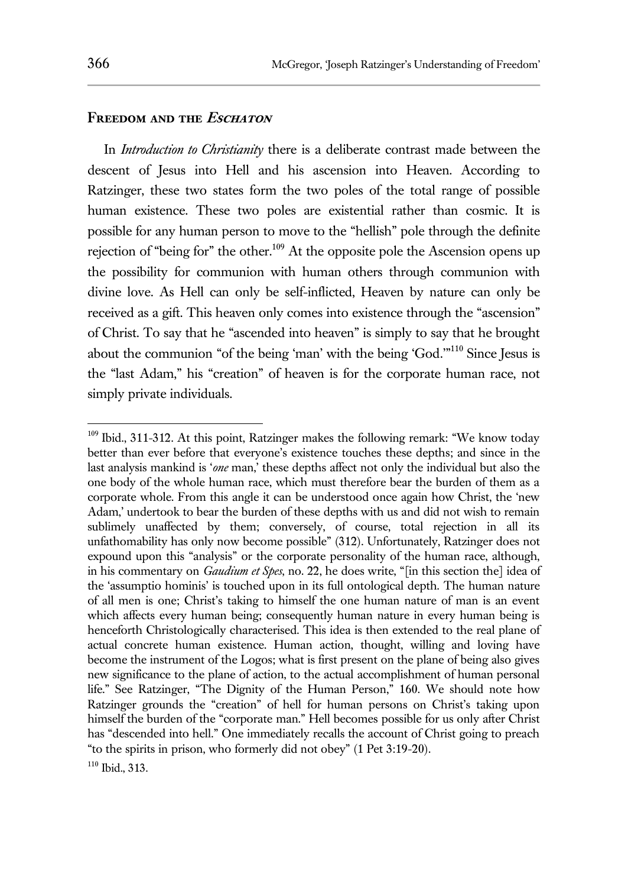## **Freedom and the *Eschaton***

In *Introduction to Christianity* there is a deliberate contrast made between the descent of Jesus into Hell and his ascension into Heaven. According to Ratzinger, these two states form the two poles of the total range of possible human existence. These two poles are existential rather than cosmic. It is possible for any human person to move to the "hellish" pole through the definite rejection of "being for" the other.[109] At the opposite pole the Ascension opens up the possibility for communion with human others through communion with divine love. As Hell can only be self-inflicted, Heaven by nature can only be received as a gift. This heaven only comes into existence through the "ascension" of Christ. To say that he "ascended into heaven" is simply to say that he brought about the communion "of the being 'man' with the being 'God.'"[110] Since Jesus is the "last Adam," his "creation" of heaven is for the corporate human race, not simply private individuals.

---

[109] Ibid., 311-312. At this point, Ratzinger makes the following remark: "We know today better than ever before that everyone's existence touches these depths; and since in the last analysis mankind is '*one* man,' these depths affect not only the individual but also the one body of the whole human race, which must therefore bear the burden of them as a corporate whole. From this angle it can be understood once again how Christ, the 'new Adam,' undertook to bear the burden of these depths with us and did not wish to remain sublimely unaffected by them; conversely, of course, total rejection in all its unfathomability has only now become possible" (312). Unfortunately, Ratzinger does not expound upon this "analysis" or the corporate personality of the human race, although, in his commentary on *Gaudium et Spes*, no. 22, he does write, "[in this section the] idea of the 'assumptio hominis' is touched upon in its full ontological depth. The human nature of all men is one; Christ's taking to himself the one human nature of man is an event which affects every human being; consequently human nature in every human being is henceforth Christologically characterised. This idea is then extended to the real plane of actual concrete human existence. Human action, thought, willing and loving have become the instrument of the Logos; what is first present on the plane of being also gives new significance to the plane of action, to the actual accomplishment of human personal life." See Ratzinger, "The Dignity of the Human Person," 160. We should note how Ratzinger grounds the "creation" of hell for human persons on Christ's taking upon himself the burden of the "corporate man." Hell becomes possible for us only after Christ has "descended into hell." One immediately recalls the account of Christ going to preach "to the spirits in prison, who formerly did not obey" (1 Pet 3:19-20).

[110] Ibid., 313.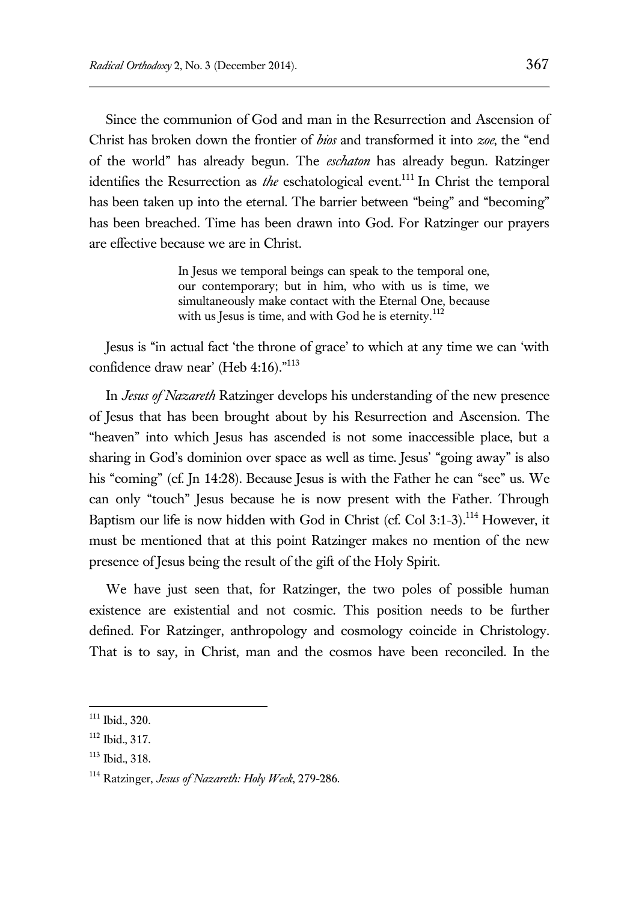Since the communion of God and man in the Resurrection and Ascension of Christ has broken down the frontier of *bios* and transformed it into *zoe*, the "end of the world" has already begun. The *eschaton* has already begun. Ratzinger identifies the Resurrection as *the* eschatological event.[111] In Christ the temporal has been taken up into the eternal. The barrier between "being" and "becoming" has been breached. Time has been drawn into God. For Ratzinger our prayers are effective because we are in Christ.

> In Jesus we temporal beings can speak to the temporal one, our contemporary; but in him, who with us is time, we simultaneously make contact with the Eternal One, because with us Jesus is time, and with God he is eternity.[112]

Jesus is "in actual fact 'the throne of grace' to which at any time we can 'with confidence draw near' (Heb 4:16)."[113]

In *Jesus of Nazareth* Ratzinger develops his understanding of the new presence of Jesus that has been brought about by his Resurrection and Ascension. The "heaven" into which Jesus has ascended is not some inaccessible place, but a sharing in God's dominion over space as well as time. Jesus' "going away" is also his "coming" (cf. Jn 14:28). Because Jesus is with the Father he can "see" us. We can only "touch" Jesus because he is now present with the Father. Through Baptism our life is now hidden with God in Christ (cf. Col 3:1-3).[114] However, it must be mentioned that at this point Ratzinger makes no mention of the new presence of Jesus being the result of the gift of the Holy Spirit.

We have just seen that, for Ratzinger, the two poles of possible human existence are existential and not cosmic. This position needs to be further defined. For Ratzinger, anthropology and cosmology coincide in Christology. That is to say, in Christ, man and the cosmos have been reconciled. In the

---

[111] Ibid., 320.

[112] Ibid., 317.

[113] Ibid., 318.

[114] Ratzinger, *Jesus of Nazareth: Holy Week*, 279-286.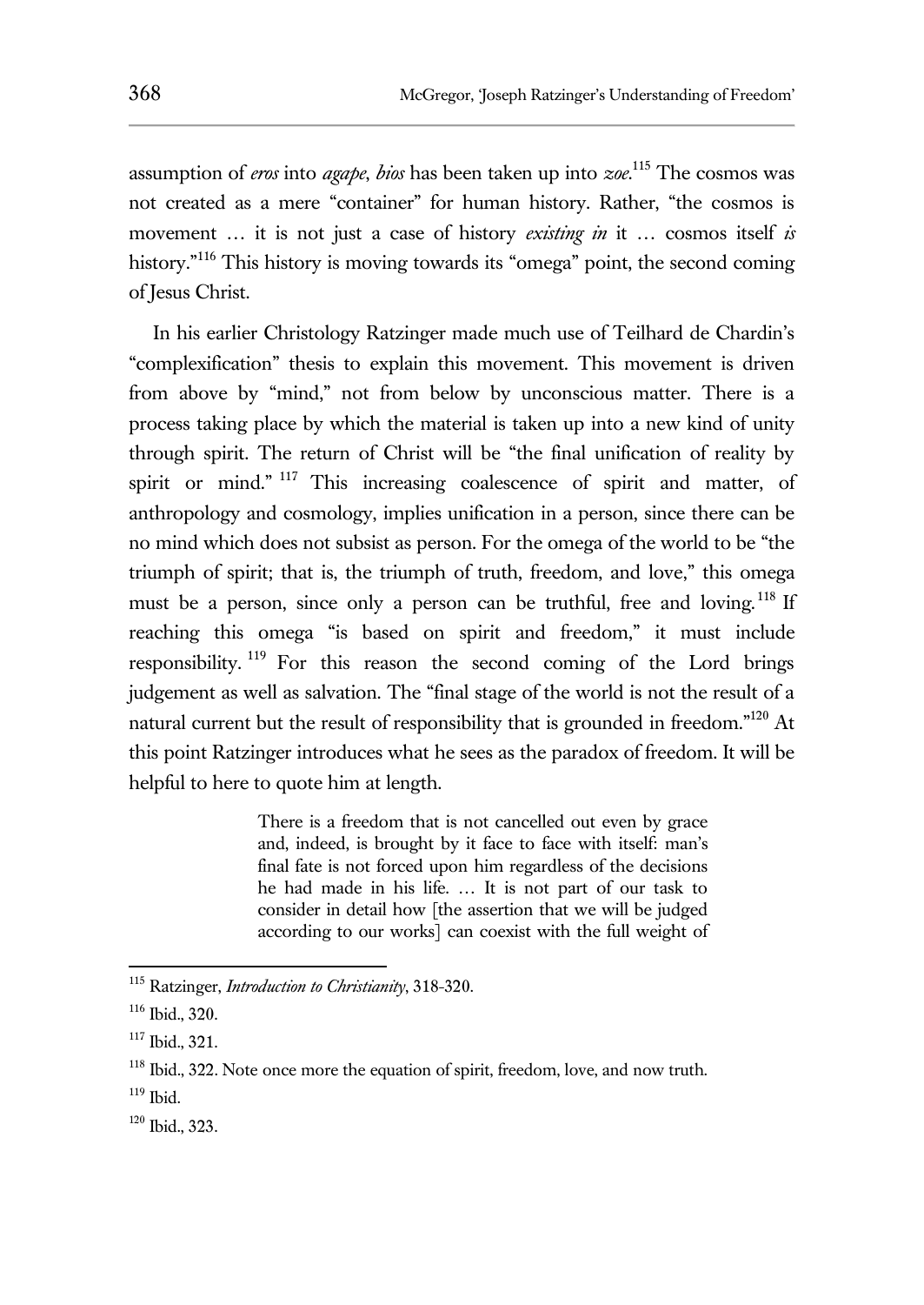assumption of *eros* into *agape*, *bios* has been taken up into *zoe*.[115] The cosmos was not created as a mere "container" for human history. Rather, "the cosmos is movement … it is not just a case of history *existing in* it … cosmos itself *is* history."[116] This history is moving towards its "omega" point, the second coming of Jesus Christ.

In his earlier Christology Ratzinger made much use of Teilhard de Chardin's "complexification" thesis to explain this movement. This movement is driven from above by "mind," not from below by unconscious matter. There is a process taking place by which the material is taken up into a new kind of unity through spirit. The return of Christ will be "the final unification of reality by spirit or mind."[117] This increasing coalescence of spirit and matter, of anthropology and cosmology, implies unification in a person, since there can be no mind which does not subsist as person. For the omega of the world to be "the triumph of spirit; that is, the triumph of truth, freedom, and love," this omega must be a person, since only a person can be truthful, free and loving.[118] If reaching this omega "is based on spirit and freedom," it must include responsibility.[119] For this reason the second coming of the Lord brings judgement as well as salvation. The "final stage of the world is not the result of a natural current but the result of responsibility that is grounded in freedom."[120] At this point Ratzinger introduces what he sees as the paradox of freedom. It will be helpful to here to quote him at length.

> There is a freedom that is not cancelled out even by grace and, indeed, is brought by it face to face with itself: man's final fate is not forced upon him regardless of the decisions he had made in his life. … It is not part of our task to consider in detail how [the assertion that we will be judged according to our works] can coexist with the full weight of

---

[115] Ratzinger, *Introduction to Christianity*, 318-320.

[116] Ibid., 320.

[117] Ibid., 321.

[118] Ibid., 322. Note once more the equation of spirit, freedom, love, and now truth.

[119] Ibid.

[120] Ibid., 323.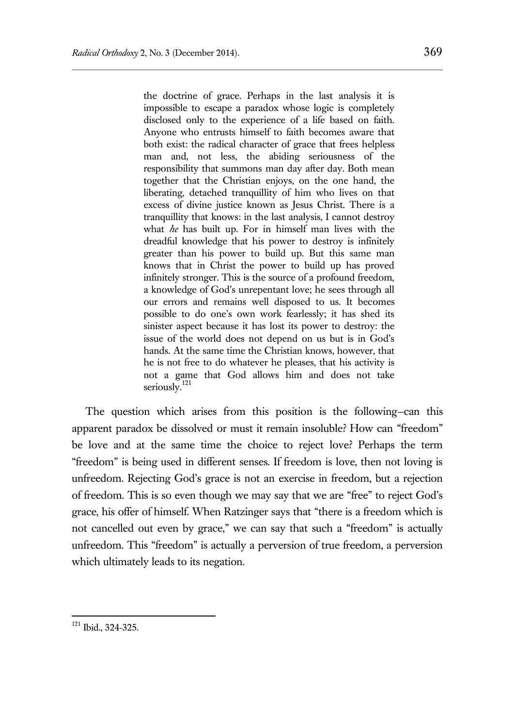> the doctrine of grace. Perhaps in the last analysis it is impossible to escape a paradox whose logic is completely disclosed only to the experience of a life based on faith. Anyone who entrusts himself to faith becomes aware that both exist: the radical character of grace that frees helpless man and, not less, the abiding seriousness of the responsibility that summons man day after day. Both mean together that the Christian enjoys, on the one hand, the liberating, detached tranquillity of him who lives on that excess of divine justice known as Jesus Christ. There is a tranquillity that knows: in the last analysis, I cannot destroy what *he* has built up. For in himself man lives with the dreadful knowledge that his power to destroy is infinitely greater than his power to build up. But this same man knows that in Christ the power to build up has proved infinitely stronger. This is the source of a profound freedom, a knowledge of God's unrepentant love; he sees through all our errors and remains well disposed to us. It becomes possible to do one's own work fearlessly; it has shed its sinister aspect because it has lost its power to destroy: the issue of the world does not depend on us but is in God's hands. At the same time the Christian knows, however, that he is not free to do whatever he pleases, that his activity is not a game that God allows him and does not take seriously.[121]

The question which arises from this position is the following–can this apparent paradox be dissolved or must it remain insoluble? How can "freedom" be love and at the same time the choice to reject love? Perhaps the term "freedom" is being used in different senses. If freedom is love, then not loving is unfreedom. Rejecting God's grace is not an exercise in freedom, but a rejection of freedom. This is so even though we may say that we are "free" to reject God's grace, his offer of himself. When Ratzinger says that "there is a freedom which is not cancelled out even by grace," we can say that such a "freedom" is actually unfreedom. This "freedom" is actually a perversion of true freedom, a perversion which ultimately leads to its negation.

---

[121] Ibid., 324-325.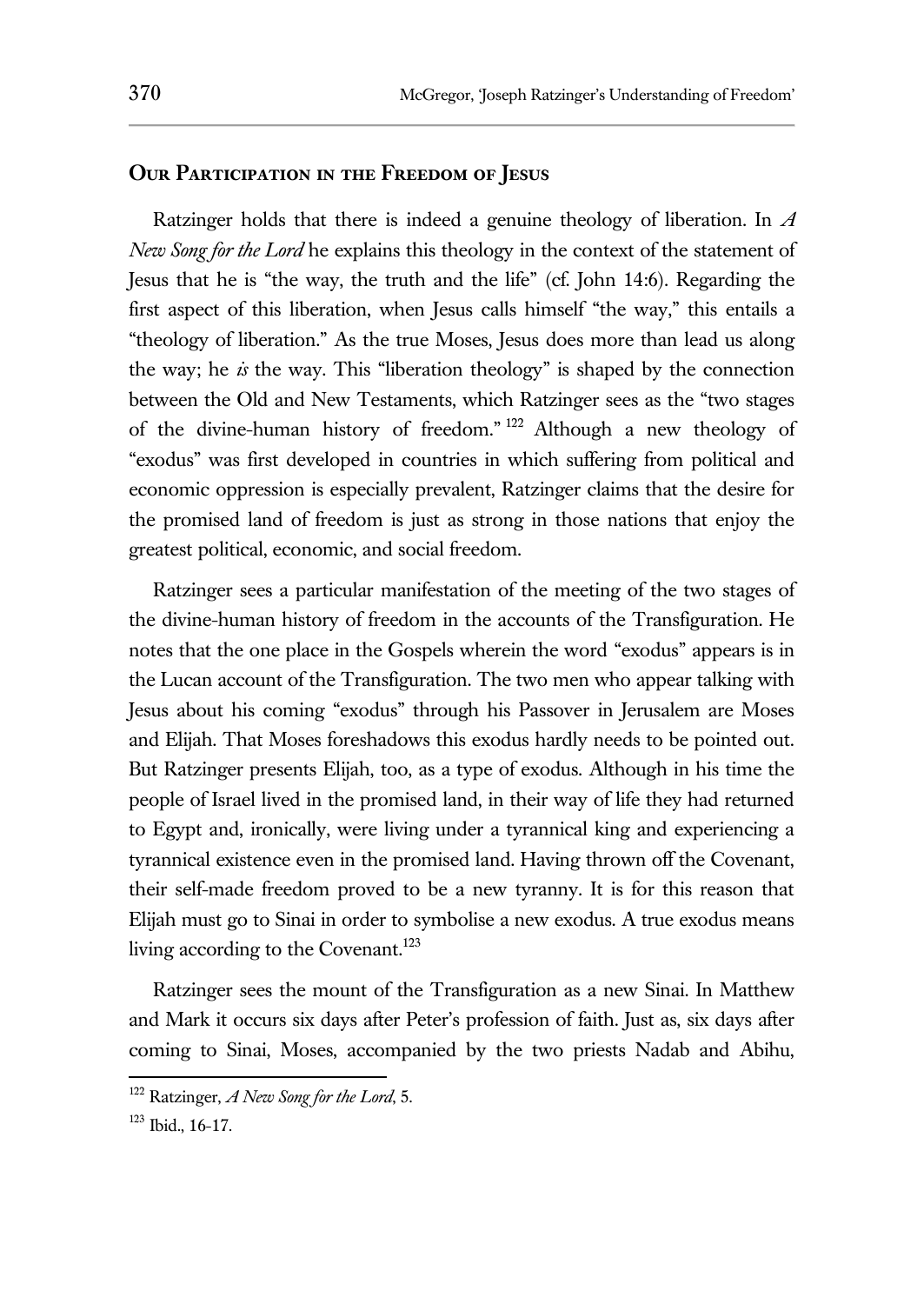## Our Participation in the Freedom of Jesus

Ratzinger holds that there is indeed a genuine theology of liberation. In *A New Song for the Lord* he explains this theology in the context of the statement of Jesus that he is "the way, the truth and the life" (cf. John 14:6). Regarding the first aspect of this liberation, when Jesus calls himself "the way," this entails a "theology of liberation." As the true Moses, Jesus does more than lead us along the way; he *is* the way. This "liberation theology" is shaped by the connection between the Old and New Testaments, which Ratzinger sees as the "two stages of the divine-human history of freedom."[122] Although a new theology of "exodus" was first developed in countries in which suffering from political and economic oppression is especially prevalent, Ratzinger claims that the desire for the promised land of freedom is just as strong in those nations that enjoy the greatest political, economic, and social freedom.

Ratzinger sees a particular manifestation of the meeting of the two stages of the divine-human history of freedom in the accounts of the Transfiguration. He notes that the one place in the Gospels wherein the word "exodus" appears is in the Lucan account of the Transfiguration. The two men who appear talking with Jesus about his coming "exodus" through his Passover in Jerusalem are Moses and Elijah. That Moses foreshadows this exodus hardly needs to be pointed out. But Ratzinger presents Elijah, too, as a type of exodus. Although in his time the people of Israel lived in the promised land, in their way of life they had returned to Egypt and, ironically, were living under a tyrannical king and experiencing a tyrannical existence even in the promised land. Having thrown off the Covenant, their self-made freedom proved to be a new tyranny. It is for this reason that Elijah must go to Sinai in order to symbolise a new exodus. A true exodus means living according to the Covenant.[123]

Ratzinger sees the mount of the Transfiguration as a new Sinai. In Matthew and Mark it occurs six days after Peter's profession of faith. Just as, six days after coming to Sinai, Moses, accompanied by the two priests Nadab and Abihu,

[122] Ratzinger, *A New Song for the Lord*, 5.

[123] Ibid., 16-17.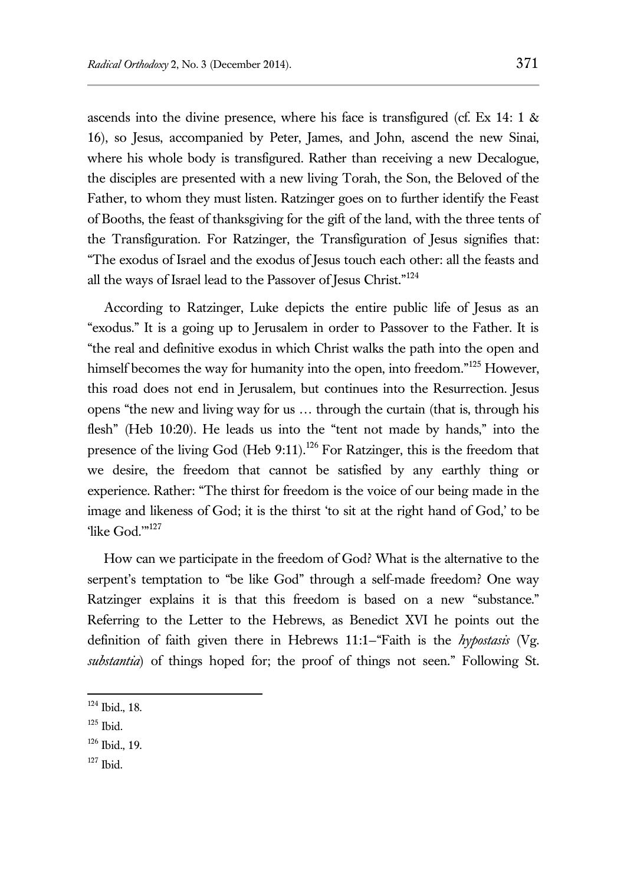ascends into the divine presence, where his face is transfigured (cf. Ex 14: 1 & 16), so Jesus, accompanied by Peter, James, and John, ascend the new Sinai, where his whole body is transfigured. Rather than receiving a new Decalogue, the disciples are presented with a new living Torah, the Son, the Beloved of the Father, to whom they must listen. Ratzinger goes on to further identify the Feast of Booths, the feast of thanksgiving for the gift of the land, with the three tents of the Transfiguration. For Ratzinger, the Transfiguration of Jesus signifies that: "The exodus of Israel and the exodus of Jesus touch each other: all the feasts and all the ways of Israel lead to the Passover of Jesus Christ."[124]

According to Ratzinger, Luke depicts the entire public life of Jesus as an "exodus." It is a going up to Jerusalem in order to Passover to the Father. It is "the real and definitive exodus in which Christ walks the path into the open and himself becomes the way for humanity into the open, into freedom."[125] However, this road does not end in Jerusalem, but continues into the Resurrection. Jesus opens "the new and living way for us … through the curtain (that is, through his flesh" (Heb 10:20). He leads us into the "tent not made by hands," into the presence of the living God (Heb 9:11).[126] For Ratzinger, this is the freedom that we desire, the freedom that cannot be satisfied by any earthly thing or experience. Rather: "The thirst for freedom is the voice of our being made in the image and likeness of God; it is the thirst 'to sit at the right hand of God,' to be 'like God.'"[127]

How can we participate in the freedom of God? What is the alternative to the serpent's temptation to "be like God" through a self-made freedom? One way Ratzinger explains it is that this freedom is based on a new "substance." Referring to the Letter to the Hebrews, as Benedict XVI he points out the definition of faith given there in Hebrews 11:1—"Faith is the *hypostasis* (Vg. *substantia*) of things hoped for; the proof of things not seen." Following St.

---

[124] Ibid., 18.

[125] Ibid.

[126] Ibid., 19.

[127] Ibid.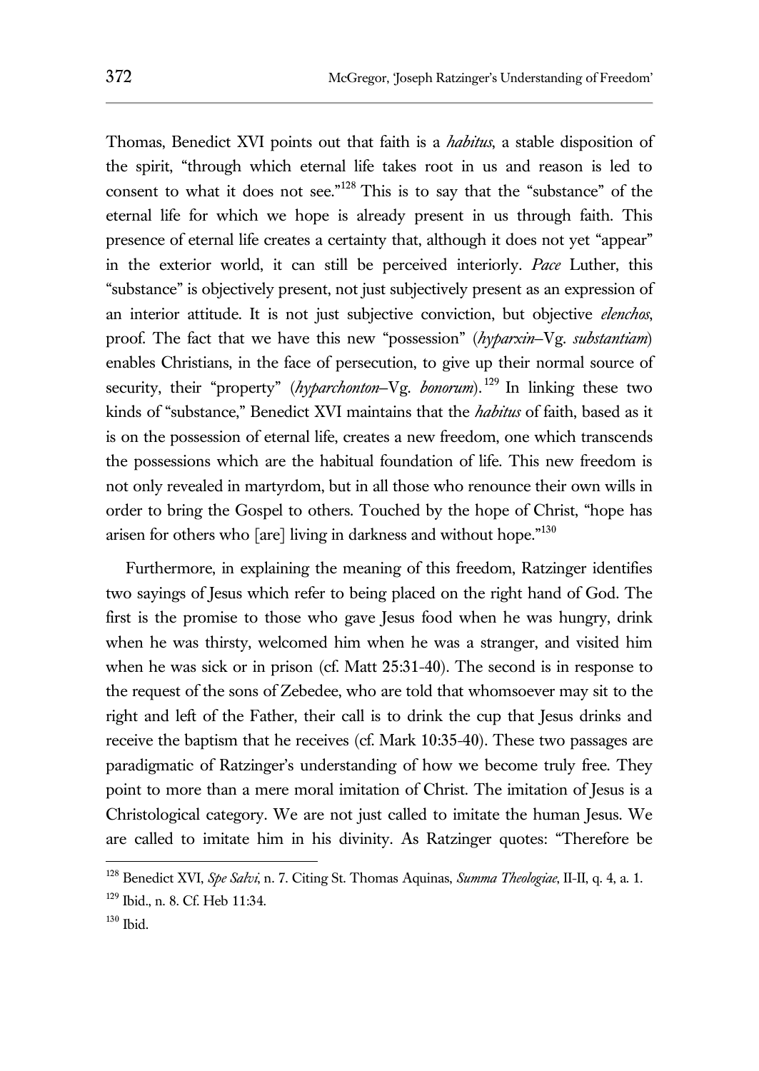Thomas, Benedict XVI points out that faith is a *habitus*, a stable disposition of the spirit, "through which eternal life takes root in us and reason is led to consent to what it does not see."[128] This is to say that the "substance" of the eternal life for which we hope is already present in us through faith. This presence of eternal life creates a certainty that, although it does not yet "appear" in the exterior world, it can still be perceived interiorly. *Pace* Luther, this "substance" is objectively present, not just subjectively present as an expression of an interior attitude. It is not just subjective conviction, but objective *elenchos*, proof. The fact that we have this new "possession" (*hyparxin*–Vg. *substantiam*) enables Christians, in the face of persecution, to give up their normal source of security, their "property" (*hyparchonton*–Vg. *bonorum*).[129] In linking these two kinds of "substance," Benedict XVI maintains that the *habitus* of faith, based as it is on the possession of eternal life, creates a new freedom, one which transcends the possessions which are the habitual foundation of life. This new freedom is not only revealed in martyrdom, but in all those who renounce their own wills in order to bring the Gospel to others. Touched by the hope of Christ, "hope has arisen for others who [are] living in darkness and without hope."[130]

Furthermore, in explaining the meaning of this freedom, Ratzinger identifies two sayings of Jesus which refer to being placed on the right hand of God. The first is the promise to those who gave Jesus food when he was hungry, drink when he was thirsty, welcomed him when he was a stranger, and visited him when he was sick or in prison (cf. Matt 25:31-40). The second is in response to the request of the sons of Zebedee, who are told that whomsoever may sit to the right and left of the Father, their call is to drink the cup that Jesus drinks and receive the baptism that he receives (cf. Mark 10:35-40). These two passages are paradigmatic of Ratzinger's understanding of how we become truly free. They point to more than a mere moral imitation of Christ. The imitation of Jesus is a Christological category. We are not just called to imitate the human Jesus. We are called to imitate him in his divinity. As Ratzinger quotes: "Therefore be

---

[128] Benedict XVI, *Spe Salvi*, n. 7. Citing St. Thomas Aquinas, *Summa Theologiae*, II-II, q. 4, a. 1.

[129] Ibid., n. 8. Cf. Heb 11:34.

[130] Ibid.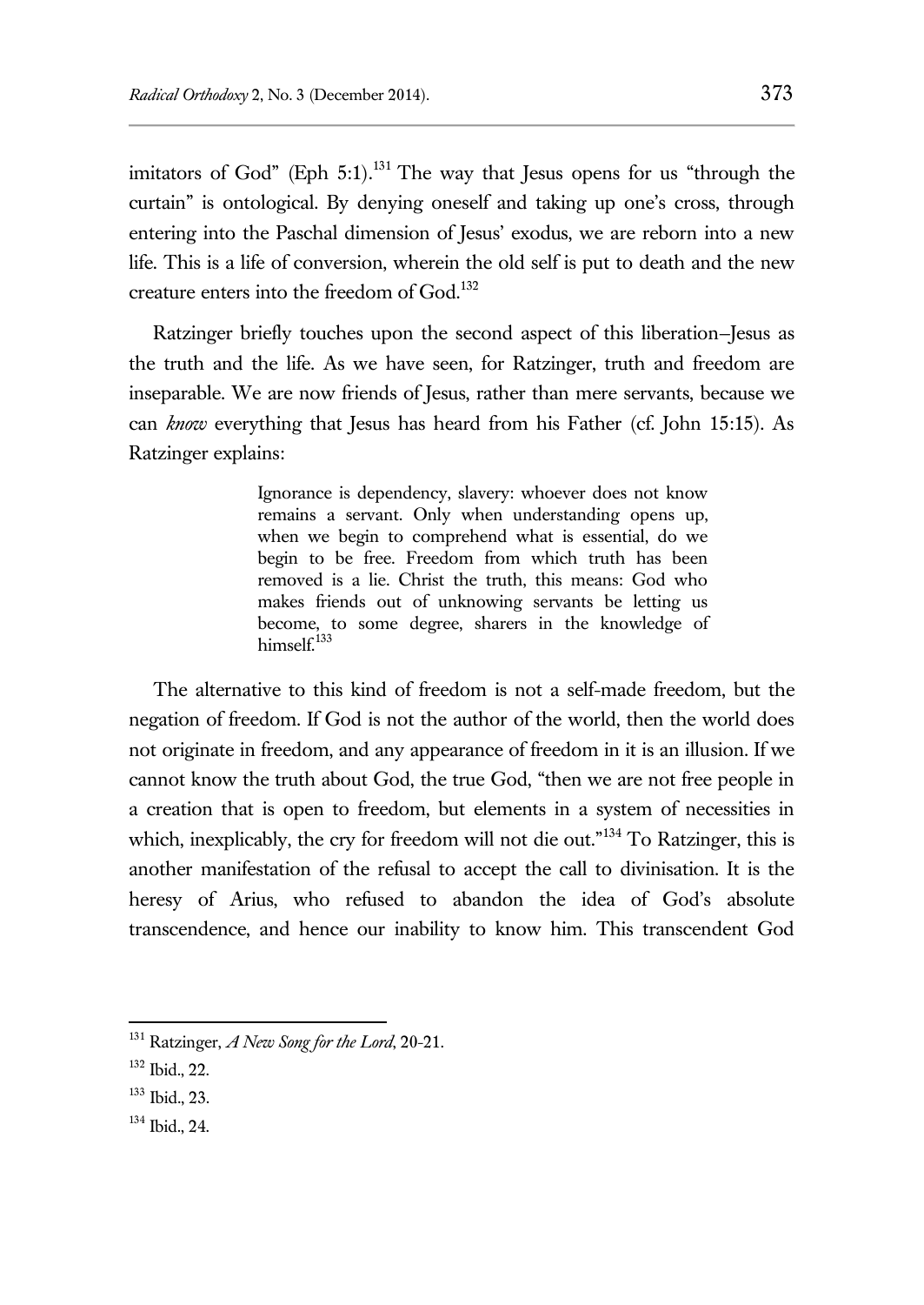imitators of God" (Eph 5:1).[131] The way that Jesus opens for us "through the curtain" is ontological. By denying oneself and taking up one's cross, through entering into the Paschal dimension of Jesus' exodus, we are reborn into a new life. This is a life of conversion, wherein the old self is put to death and the new creature enters into the freedom of God.[132]

Ratzinger briefly touches upon the second aspect of this liberation–Jesus as the truth and the life. As we have seen, for Ratzinger, truth and freedom are inseparable. We are now friends of Jesus, rather than mere servants, because we can *know* everything that Jesus has heard from his Father (cf. John 15:15). As Ratzinger explains:

> Ignorance is dependency, slavery: whoever does not know remains a servant. Only when understanding opens up, when we begin to comprehend what is essential, do we begin to be free. Freedom from which truth has been removed is a lie. Christ the truth, this means: God who makes friends out of unknowing servants be letting us become, to some degree, sharers in the knowledge of himself.[133]

The alternative to this kind of freedom is not a self-made freedom, but the negation of freedom. If God is not the author of the world, then the world does not originate in freedom, and any appearance of freedom in it is an illusion. If we cannot know the truth about God, the true God, "then we are not free people in a creation that is open to freedom, but elements in a system of necessities in which, inexplicably, the cry for freedom will not die out."[134] To Ratzinger, this is another manifestation of the refusal to accept the call to divinisation. It is the heresy of Arius, who refused to abandon the idea of God's absolute transcendence, and hence our inability to know him. This transcendent God

---

[131] Ratzinger, *A New Song for the Lord*, 20-21.

[132] Ibid., 22.

[133] Ibid., 23.

[134] Ibid., 24.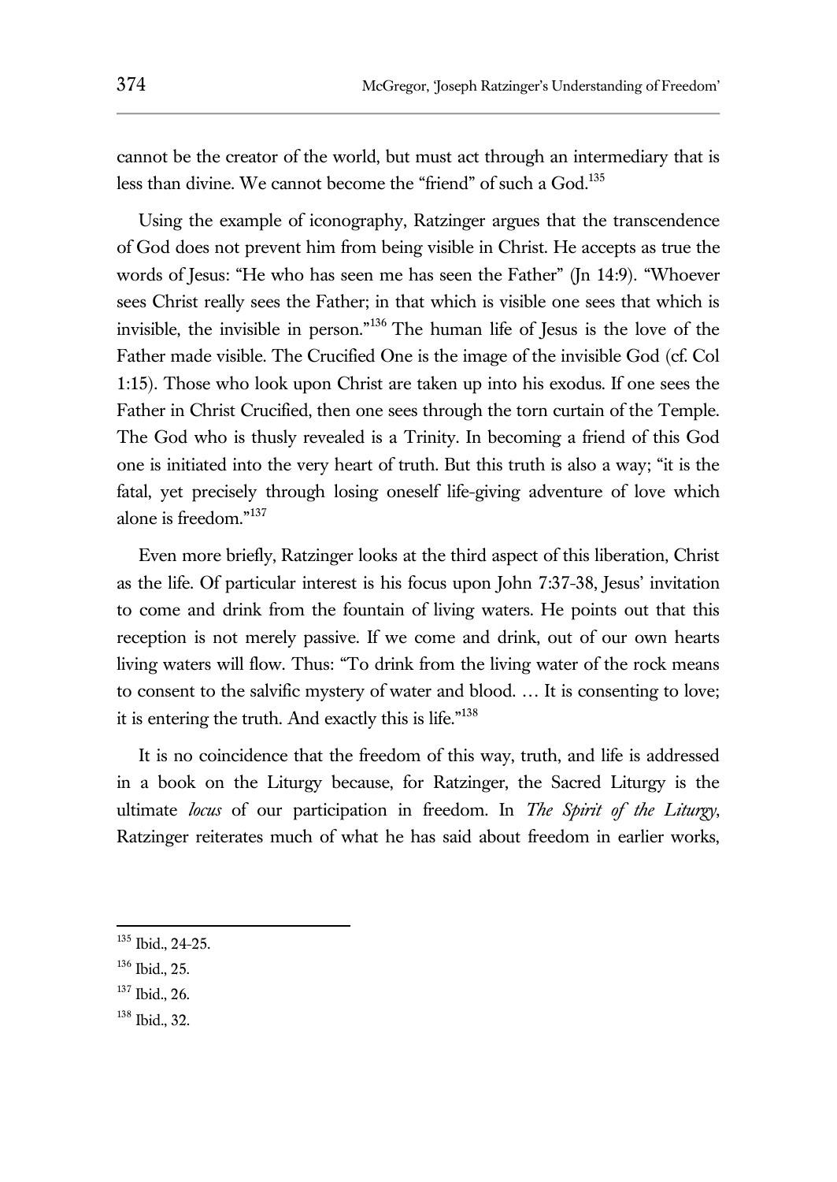cannot be the creator of the world, but must act through an intermediary that is less than divine. We cannot become the "friend" of such a God.[135]

Using the example of iconography, Ratzinger argues that the transcendence of God does not prevent him from being visible in Christ. He accepts as true the words of Jesus: "He who has seen me has seen the Father" (Jn 14:9). "Whoever sees Christ really sees the Father; in that which is visible one sees that which is invisible, the invisible in person."[136] The human life of Jesus is the love of the Father made visible. The Crucified One is the image of the invisible God (cf. Col 1:15). Those who look upon Christ are taken up into his exodus. If one sees the Father in Christ Crucified, then one sees through the torn curtain of the Temple. The God who is thusly revealed is a Trinity. In becoming a friend of this God one is initiated into the very heart of truth. But this truth is also a way; "it is the fatal, yet precisely through losing oneself life-giving adventure of love which alone is freedom."[137]

Even more briefly, Ratzinger looks at the third aspect of this liberation, Christ as the life. Of particular interest is his focus upon John 7:37-38, Jesus' invitation to come and drink from the fountain of living waters. He points out that this reception is not merely passive. If we come and drink, out of our own hearts living waters will flow. Thus: "To drink from the living water of the rock means to consent to the salvific mystery of water and blood. … It is consenting to love; it is entering the truth. And exactly this is life."[138]

It is no coincidence that the freedom of this way, truth, and life is addressed in a book on the Liturgy because, for Ratzinger, the Sacred Liturgy is the ultimate *locus* of our participation in freedom. In *The Spirit of the Liturgy*, Ratzinger reiterates much of what he has said about freedom in earlier works,

---

[135] Ibid., 24-25.

[136] Ibid., 25.

[137] Ibid., 26.

[138] Ibid., 32.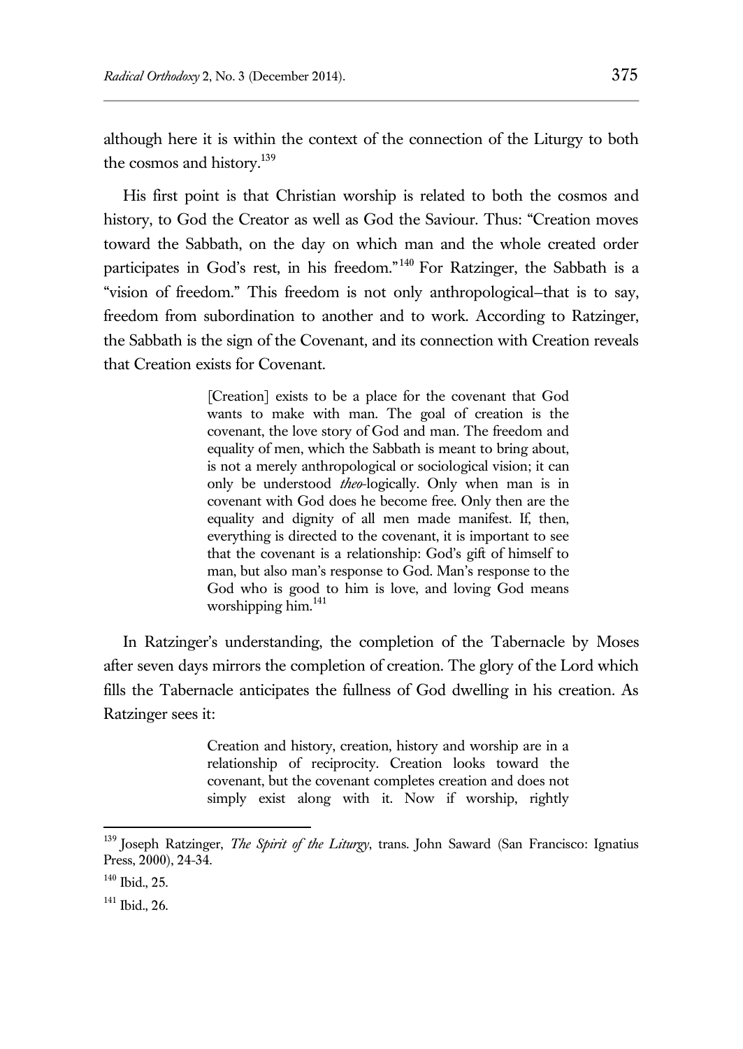although here it is within the context of the connection of the Liturgy to both the cosmos and history.[139]

His first point is that Christian worship is related to both the cosmos and history, to God the Creator as well as God the Saviour. Thus: "Creation moves toward the Sabbath, on the day on which man and the whole created order participates in God's rest, in his freedom."[140] For Ratzinger, the Sabbath is a "vision of freedom." This freedom is not only anthropological–that is to say, freedom from subordination to another and to work. According to Ratzinger, the Sabbath is the sign of the Covenant, and its connection with Creation reveals that Creation exists for Covenant.

> [Creation] exists to be a place for the covenant that God wants to make with man. The goal of creation is the covenant, the love story of God and man. The freedom and equality of men, which the Sabbath is meant to bring about, is not a merely anthropological or sociological vision; it can only be understood *theo*-logically. Only when man is in covenant with God does he become free. Only then are the equality and dignity of all men made manifest. If, then, everything is directed to the covenant, it is important to see that the covenant is a relationship: God's gift of himself to man, but also man's response to God. Man's response to the God who is good to him is love, and loving God means worshipping him.[141]

In Ratzinger's understanding, the completion of the Tabernacle by Moses after seven days mirrors the completion of creation. The glory of the Lord which fills the Tabernacle anticipates the fullness of God dwelling in his creation. As Ratzinger sees it:

> Creation and history, creation, history and worship are in a relationship of reciprocity. Creation looks toward the covenant, but the covenant completes creation and does not simply exist along with it. Now if worship, rightly

---

[139] Joseph Ratzinger, *The Spirit of the Liturgy*, trans. John Saward (San Francisco: Ignatius Press, 2000), 24-34.

[140] Ibid., 25.

[141] Ibid., 26.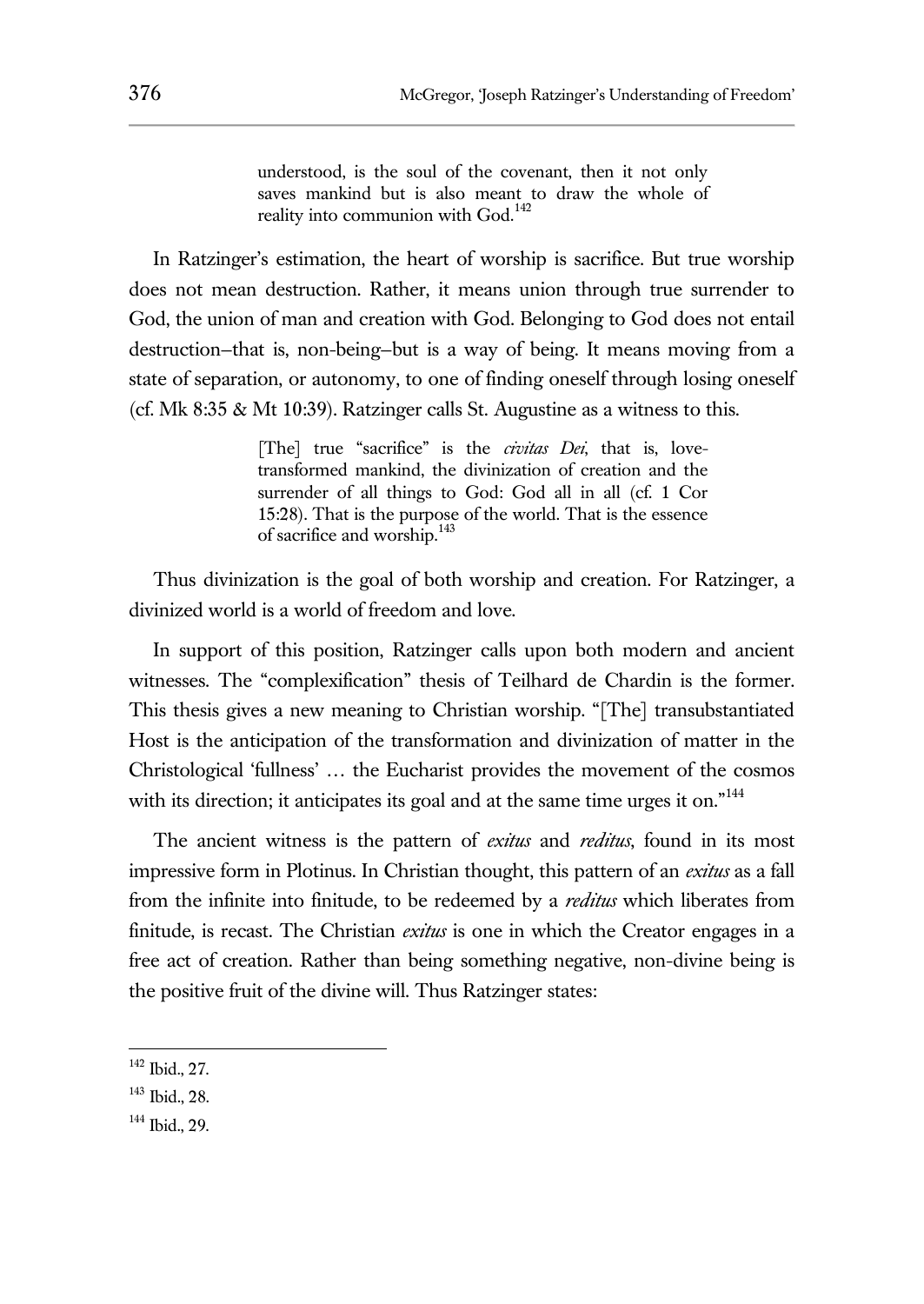> understood, is the soul of the covenant, then it not only saves mankind but is also meant to draw the whole of reality into communion with God.[142]

In Ratzinger's estimation, the heart of worship is sacrifice. But true worship does not mean destruction. Rather, it means union through true surrender to God, the union of man and creation with God. Belonging to God does not entail destruction–that is, non-being–but is a way of being. It means moving from a state of separation, or autonomy, to one of finding oneself through losing oneself (cf. Mk 8:35 & Mt 10:39). Ratzinger calls St. Augustine as a witness to this.

> [The] true "sacrifice" is the *civitas Dei*, that is, love-transformed mankind, the divinization of creation and the surrender of all things to God: God all in all (cf. 1 Cor 15:28). That is the purpose of the world. That is the essence of sacrifice and worship.[143]

Thus divinization is the goal of both worship and creation. For Ratzinger, a divinized world is a world of freedom and love.

In support of this position, Ratzinger calls upon both modern and ancient witnesses. The "complexification" thesis of Teilhard de Chardin is the former. This thesis gives a new meaning to Christian worship. "[The] transubstantiated Host is the anticipation of the transformation and divinization of matter in the Christological 'fullness' … the Eucharist provides the movement of the cosmos with its direction; it anticipates its goal and at the same time urges it on."[144]

The ancient witness is the pattern of *exitus* and *reditus*, found in its most impressive form in Plotinus. In Christian thought, this pattern of an *exitus* as a fall from the infinite into finitude, to be redeemed by a *reditus* which liberates from finitude, is recast. The Christian *exitus* is one in which the Creator engages in a free act of creation. Rather than being something negative, non-divine being is the positive fruit of the divine will. Thus Ratzinger states:

---

[142] Ibid., 27.

[143] Ibid., 28.

[144] Ibid., 29.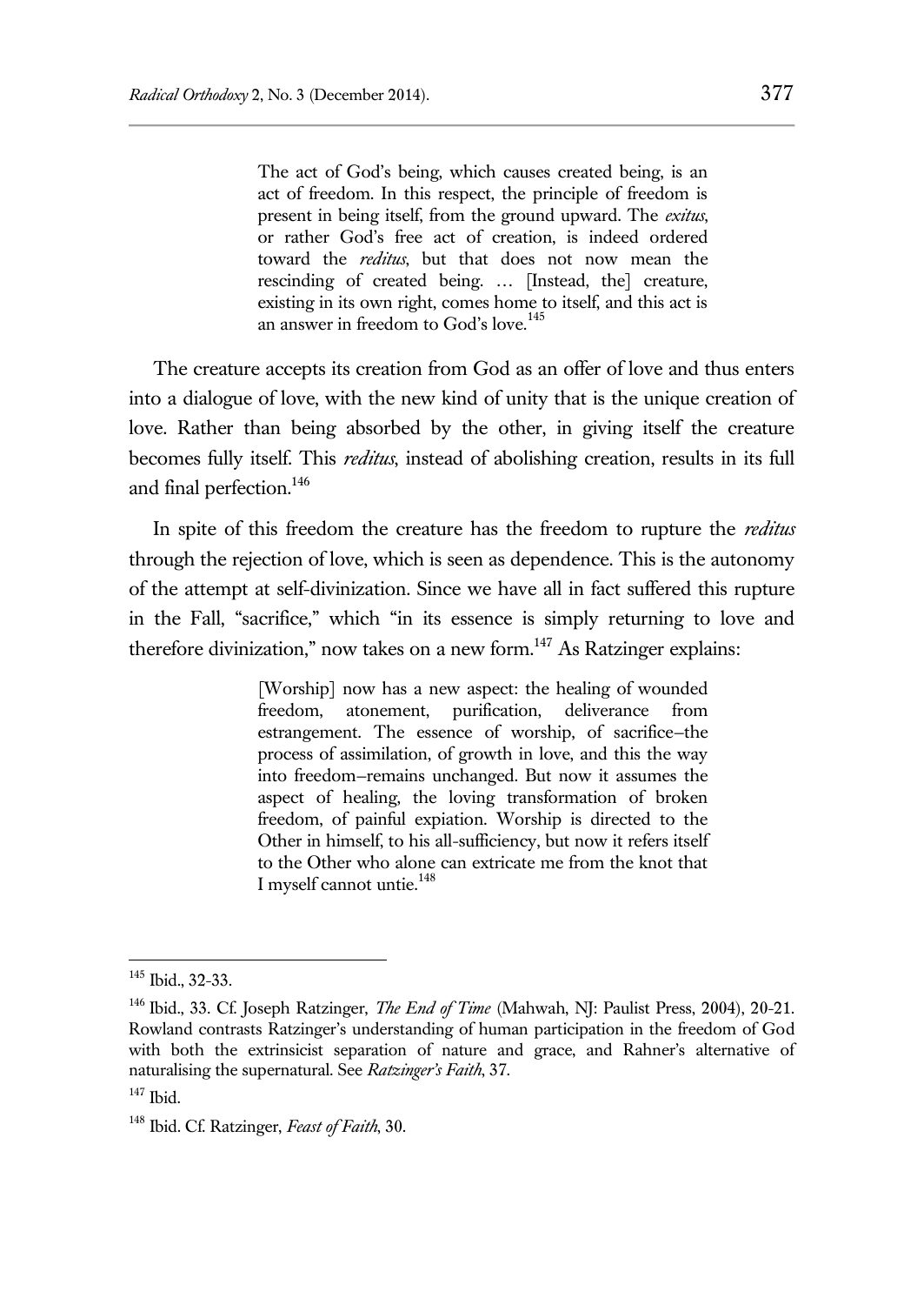> The act of God's being, which causes created being, is an act of freedom. In this respect, the principle of freedom is present in being itself, from the ground upward. The *exitus*, or rather God's free act of creation, is indeed ordered toward the *reditus*, but that does not now mean the rescinding of created being. … [Instead, the] creature, existing in its own right, comes home to itself, and this act is an answer in freedom to God's love.[145]

The creature accepts its creation from God as an offer of love and thus enters into a dialogue of love, with the new kind of unity that is the unique creation of love. Rather than being absorbed by the other, in giving itself the creature becomes fully itself. This *reditus*, instead of abolishing creation, results in its full and final perfection.[146]

In spite of this freedom the creature has the freedom to rupture the *reditus* through the rejection of love, which is seen as dependence. This is the autonomy of the attempt at self-divinization. Since we have all in fact suffered this rupture in the Fall, "sacrifice," which "in its essence is simply returning to love and therefore divinization," now takes on a new form.[147] As Ratzinger explains:

> [Worship] now has a new aspect: the healing of wounded freedom, atonement, purification, deliverance from estrangement. The essence of worship, of sacrifice–the process of assimilation, of growth in love, and this the way into freedom–remains unchanged. But now it assumes the aspect of healing, the loving transformation of broken freedom, of painful expiation. Worship is directed to the Other in himself, to his all-sufficiency, but now it refers itself to the Other who alone can extricate me from the knot that I myself cannot untie.[148]

---

[145] Ibid., 32-33.

[146] Ibid., 33. Cf. Joseph Ratzinger, *The End of Time* (Mahwah, NJ: Paulist Press, 2004), 20-21. Rowland contrasts Ratzinger's understanding of human participation in the freedom of God with both the extrinsicist separation of nature and grace, and Rahner's alternative of naturalising the supernatural. See *Ratzinger's Faith*, 37.

[147] Ibid.

[148] Ibid. Cf. Ratzinger, *Feast of Faith*, 30.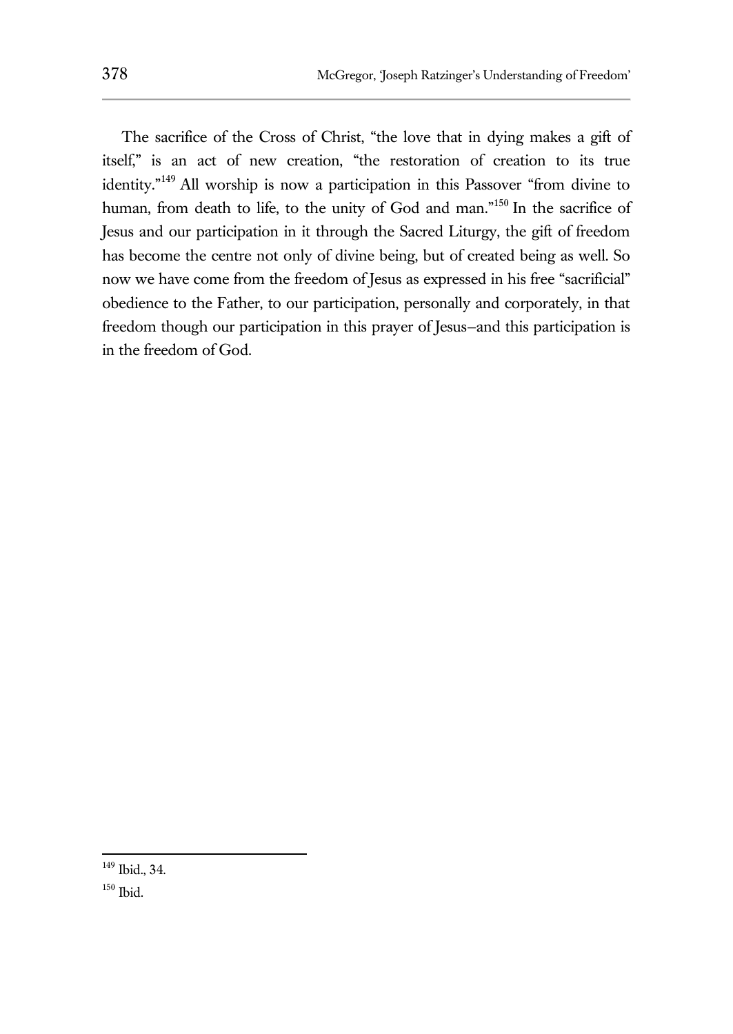The sacrifice of the Cross of Christ, "the love that in dying makes a gift of itself," is an act of new creation, "the restoration of creation to its true identity."[149] All worship is now a participation in this Passover "from divine to human, from death to life, to the unity of God and man."[150] In the sacrifice of Jesus and our participation in it through the Sacred Liturgy, the gift of freedom has become the centre not only of divine being, but of created being as well. So now we have come from the freedom of Jesus as expressed in his free "sacrificial" obedience to the Father, to our participation, personally and corporately, in that freedom though our participation in this prayer of Jesus–and this participation is in the freedom of God.

---

[149] Ibid., 34.

[150] Ibid.